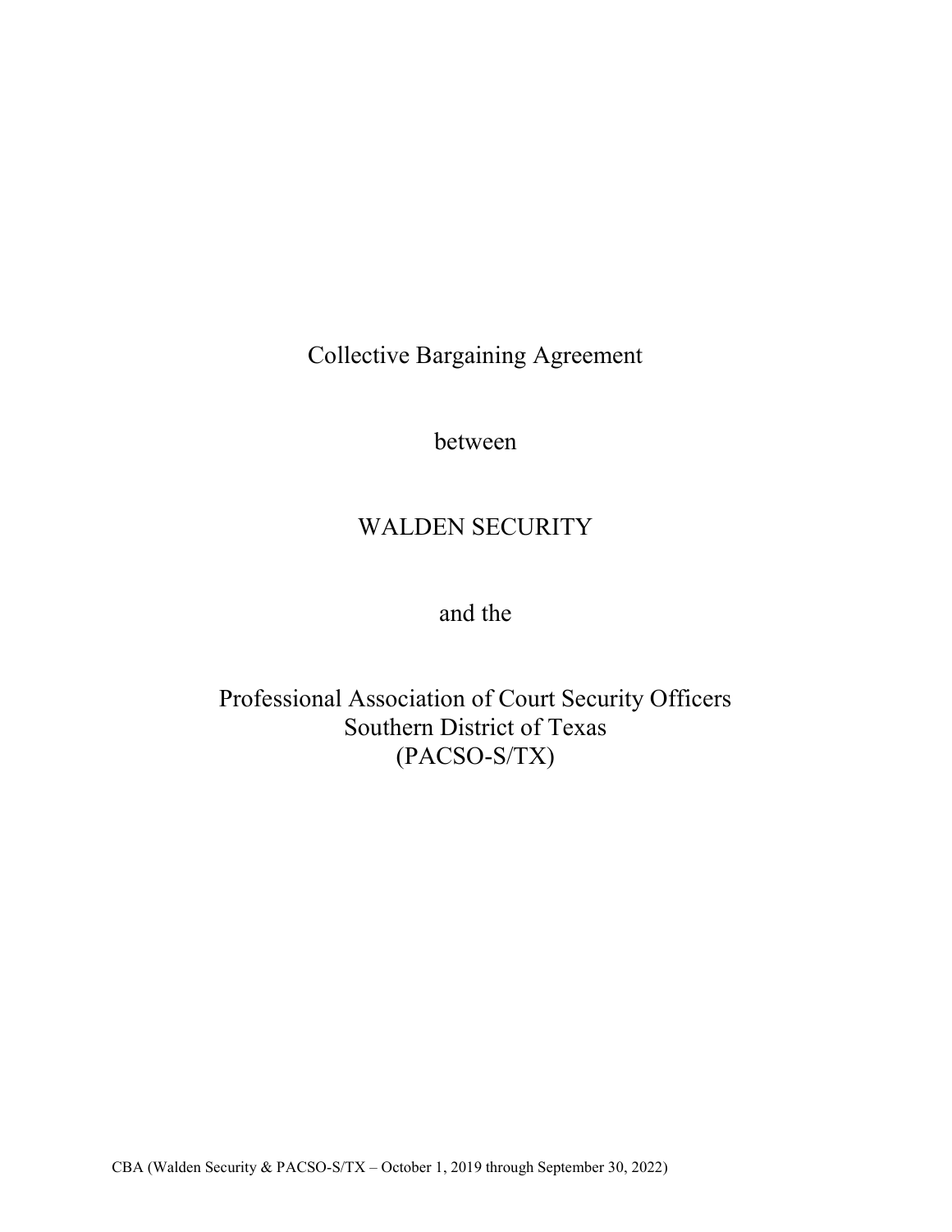# Collective Bargaining Agreement

between

WALDEN SECURITY

and the

Professional Association of Court Security Officers
Southern District of Texas
(PACSO-S/TX)

CBA (Walden Security & PACSO-S/TX – October 1, 2019 through September 30, 2022)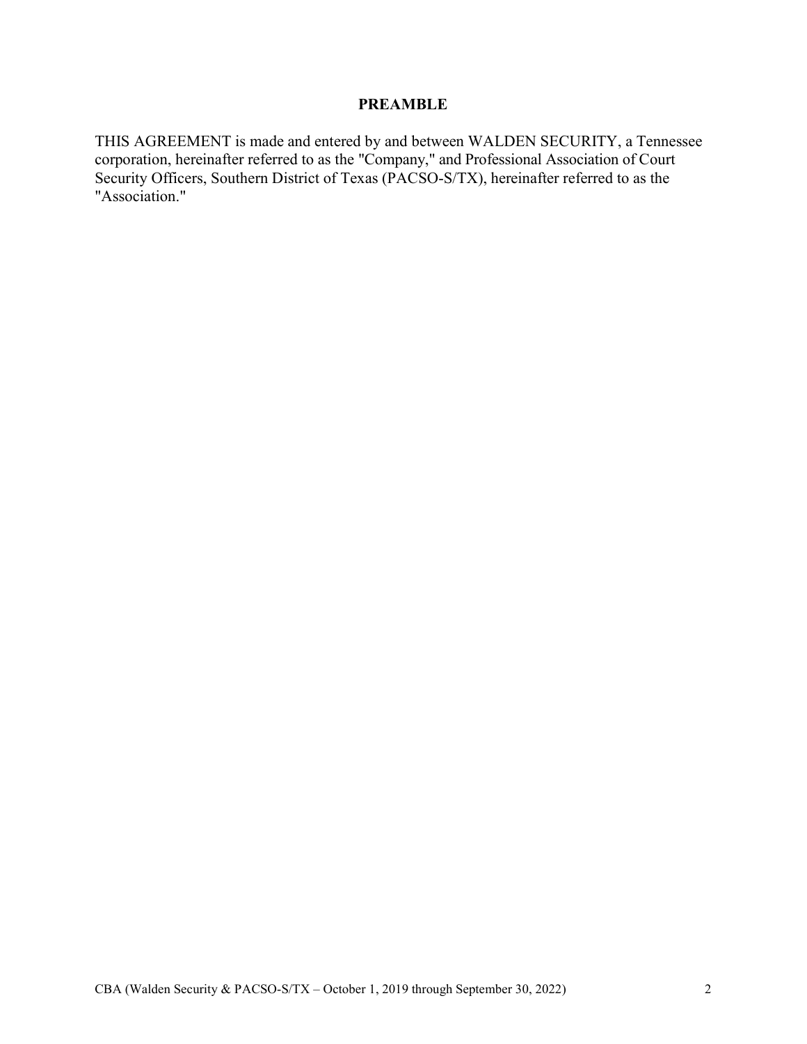## PREAMBLE

THIS AGREEMENT is made and entered by and between WALDEN SECURITY, a Tennessee corporation, hereinafter referred to as the "Company," and Professional Association of Court Security Officers, Southern District of Texas (PACSO-S/TX), hereinafter referred to as the "Association."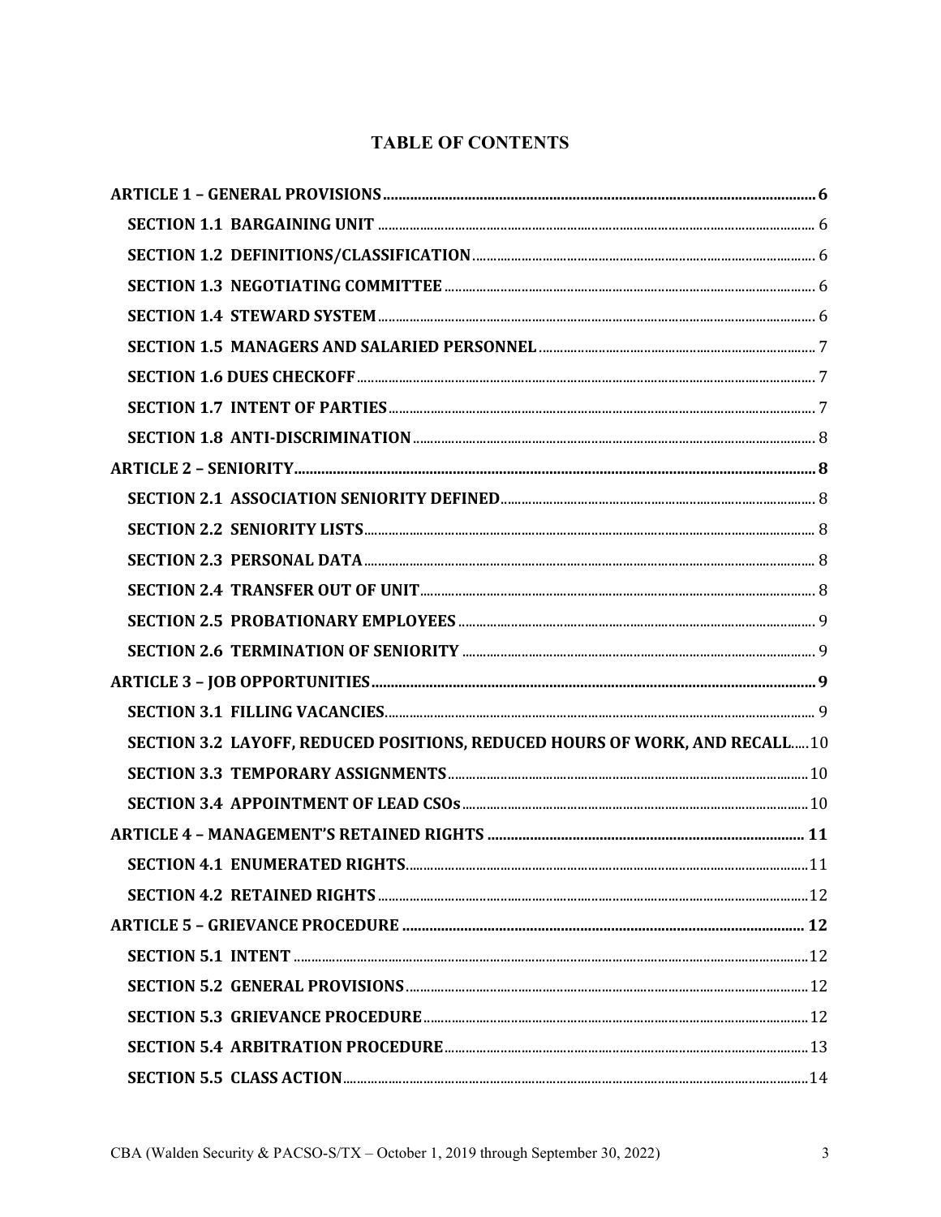# TABLE OF CONTENTS

**ARTICLE 1 – GENERAL PROVISIONS** .......... 6

- **SECTION 1.1 BARGAINING UNIT** .......... 6
- **SECTION 1.2 DEFINITIONS/CLASSIFICATION** .......... 6
- **SECTION 1.3 NEGOTIATING COMMITTEE** .......... 6
- **SECTION 1.4 STEWARD SYSTEM** .......... 6
- **SECTION 1.5 MANAGERS AND SALARIED PERSONNEL** .......... 7
- **SECTION 1.6 DUES CHECKOFF** .......... 7
- **SECTION 1.7 INTENT OF PARTIES** .......... 7
- **SECTION 1.8 ANTI-DISCRIMINATION** .......... 8

**ARTICLE 2 – SENIORITY** .......... 8

- **SECTION 2.1 ASSOCIATION SENIORITY DEFINED** .......... 8
- **SECTION 2.2 SENIORITY LISTS** .......... 8
- **SECTION 2.3 PERSONAL DATA** .......... 8
- **SECTION 2.4 TRANSFER OUT OF UNIT** .......... 8
- **SECTION 2.5 PROBATIONARY EMPLOYEES** .......... 9
- **SECTION 2.6 TERMINATION OF SENIORITY** .......... 9

**ARTICLE 3 – JOB OPPORTUNITIES** .......... 9

- **SECTION 3.1 FILLING VACANCIES** .......... 9
- **SECTION 3.2 LAYOFF, REDUCED POSITIONS, REDUCED HOURS OF WORK, AND RECALL** .......... 10
- **SECTION 3.3 TEMPORARY ASSIGNMENTS** .......... 10
- **SECTION 3.4 APPOINTMENT OF LEAD CSOs** .......... 10

**ARTICLE 4 – MANAGEMENT'S RETAINED RIGHTS** .......... 11

- **SECTION 4.1 ENUMERATED RIGHTS** .......... 11
- **SECTION 4.2 RETAINED RIGHTS** .......... 12

**ARTICLE 5 – GRIEVANCE PROCEDURE** .......... 12

- **SECTION 5.1 INTENT** .......... 12
- **SECTION 5.2 GENERAL PROVISIONS** .......... 12
- **SECTION 5.3 GRIEVANCE PROCEDURE** .......... 12
- **SECTION 5.4 ARBITRATION PROCEDURE** .......... 13
- **SECTION 5.5 CLASS ACTION** .......... 14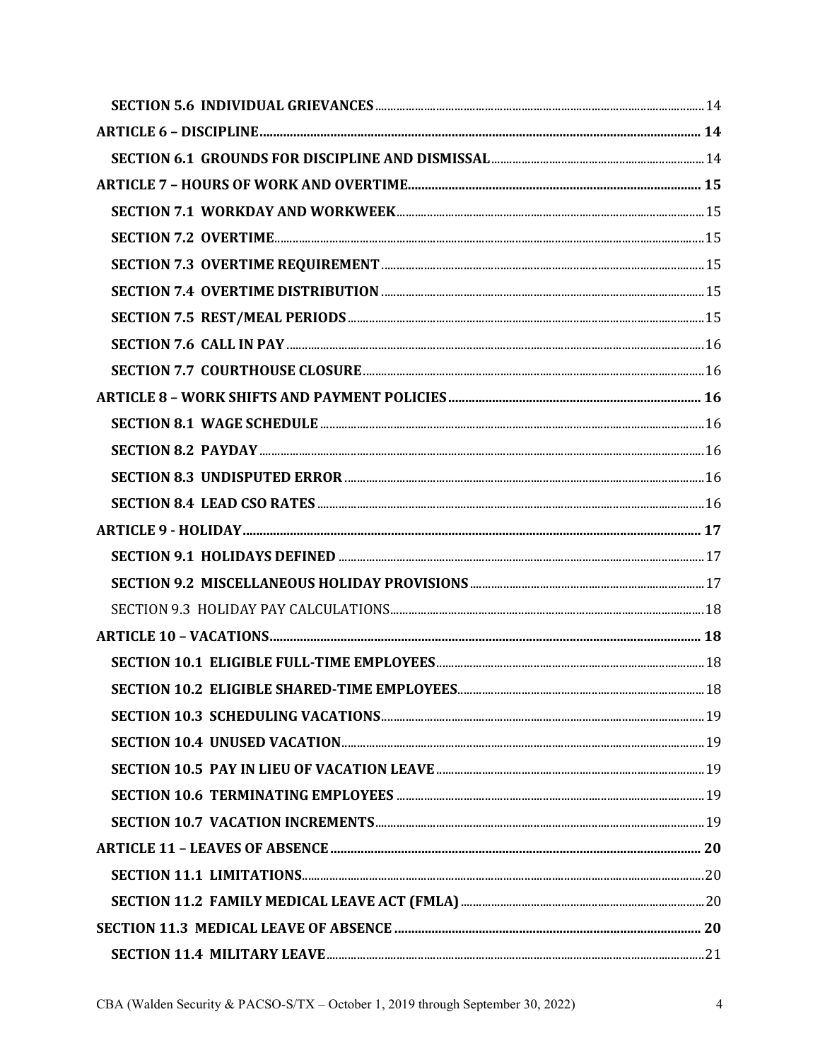**SECTION 5.6 INDIVIDUAL GRIEVANCES** ........ 14

**ARTICLE 6 – DISCIPLINE** ........ **14**

**SECTION 6.1 GROUNDS FOR DISCIPLINE AND DISMISSAL** ........ 14

**ARTICLE 7 – HOURS OF WORK AND OVERTIME** ........ **15**

**SECTION 7.1 WORKDAY AND WORKWEEK** ........ 15

**SECTION 7.2 OVERTIME** ........ 15

**SECTION 7.3 OVERTIME REQUIREMENT** ........ 15

**SECTION 7.4 OVERTIME DISTRIBUTION** ........ 15

**SECTION 7.5 REST/MEAL PERIODS** ........ 15

**SECTION 7.6 CALL IN PAY** ........ 16

**SECTION 7.7 COURTHOUSE CLOSURE** ........ 16

**ARTICLE 8 – WORK SHIFTS AND PAYMENT POLICIES** ........ **16**

**SECTION 8.1 WAGE SCHEDULE** ........ 16

**SECTION 8.2 PAYDAY** ........ 16

**SECTION 8.3 UNDISPUTED ERROR** ........ 16

**SECTION 8.4 LEAD CSO RATES** ........ 16

**ARTICLE 9 - HOLIDAY** ........ **17**

**SECTION 9.1 HOLIDAYS DEFINED** ........ 17

**SECTION 9.2 MISCELLANEOUS HOLIDAY PROVISIONS** ........ 17

SECTION 9.3 HOLIDAY PAY CALCULATIONS ........ 18

**ARTICLE 10 – VACATIONS** ........ **18**

**SECTION 10.1 ELIGIBLE FULL-TIME EMPLOYEES** ........ 18

**SECTION 10.2 ELIGIBLE SHARED-TIME EMPLOYEES** ........ 18

**SECTION 10.3 SCHEDULING VACATIONS** ........ 19

**SECTION 10.4 UNUSED VACATION** ........ 19

**SECTION 10.5 PAY IN LIEU OF VACATION LEAVE** ........ 19

**SECTION 10.6 TERMINATING EMPLOYEES** ........ 19

**SECTION 10.7 VACATION INCREMENTS** ........ 19

**ARTICLE 11 – LEAVES OF ABSENCE** ........ **20**

**SECTION 11.1 LIMITATIONS** ........ 20

**SECTION 11.2 FAMILY MEDICAL LEAVE ACT (FMLA)** ........ 20

**SECTION 11.3 MEDICAL LEAVE OF ABSENCE** ........ **20**

**SECTION 11.4 MILITARY LEAVE** ........ 21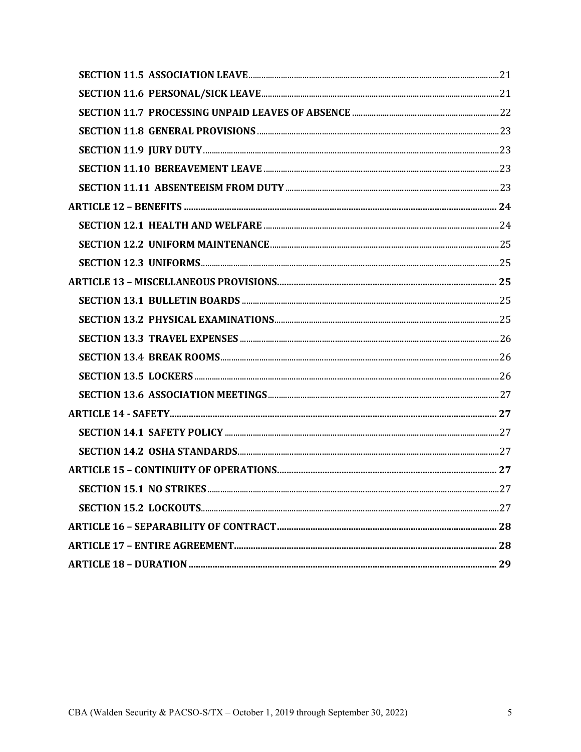SECTION 11.5 ASSOCIATION LEAVE ..... 21
SECTION 11.6 PERSONAL/SICK LEAVE ..... 21
SECTION 11.7 PROCESSING UNPAID LEAVES OF ABSENCE ..... 22
SECTION 11.8 GENERAL PROVISIONS ..... 23
SECTION 11.9 JURY DUTY ..... 23
SECTION 11.10 BEREAVEMENT LEAVE ..... 23
SECTION 11.11 ABSENTEEISM FROM DUTY ..... 23

**ARTICLE 12 – BENEFITS ..... 24**

SECTION 12.1 HEALTH AND WELFARE ..... 24
SECTION 12.2 UNIFORM MAINTENANCE ..... 25
SECTION 12.3 UNIFORMS ..... 25

**ARTICLE 13 – MISCELLANEOUS PROVISIONS ..... 25**

SECTION 13.1 BULLETIN BOARDS ..... 25
SECTION 13.2 PHYSICAL EXAMINATIONS ..... 25
SECTION 13.3 TRAVEL EXPENSES ..... 26
SECTION 13.4 BREAK ROOMS ..... 26
SECTION 13.5 LOCKERS ..... 26
SECTION 13.6 ASSOCIATION MEETINGS ..... 27

**ARTICLE 14 - SAFETY ..... 27**

SECTION 14.1 SAFETY POLICY ..... 27
SECTION 14.2 OSHA STANDARDS ..... 27

**ARTICLE 15 – CONTINUITY OF OPERATIONS ..... 27**

SECTION 15.1 NO STRIKES ..... 27
SECTION 15.2 LOCKOUTS ..... 27

**ARTICLE 16 – SEPARABILITY OF CONTRACT ..... 28**

**ARTICLE 17 – ENTIRE AGREEMENT ..... 28**

**ARTICLE 18 – DURATION ..... 29**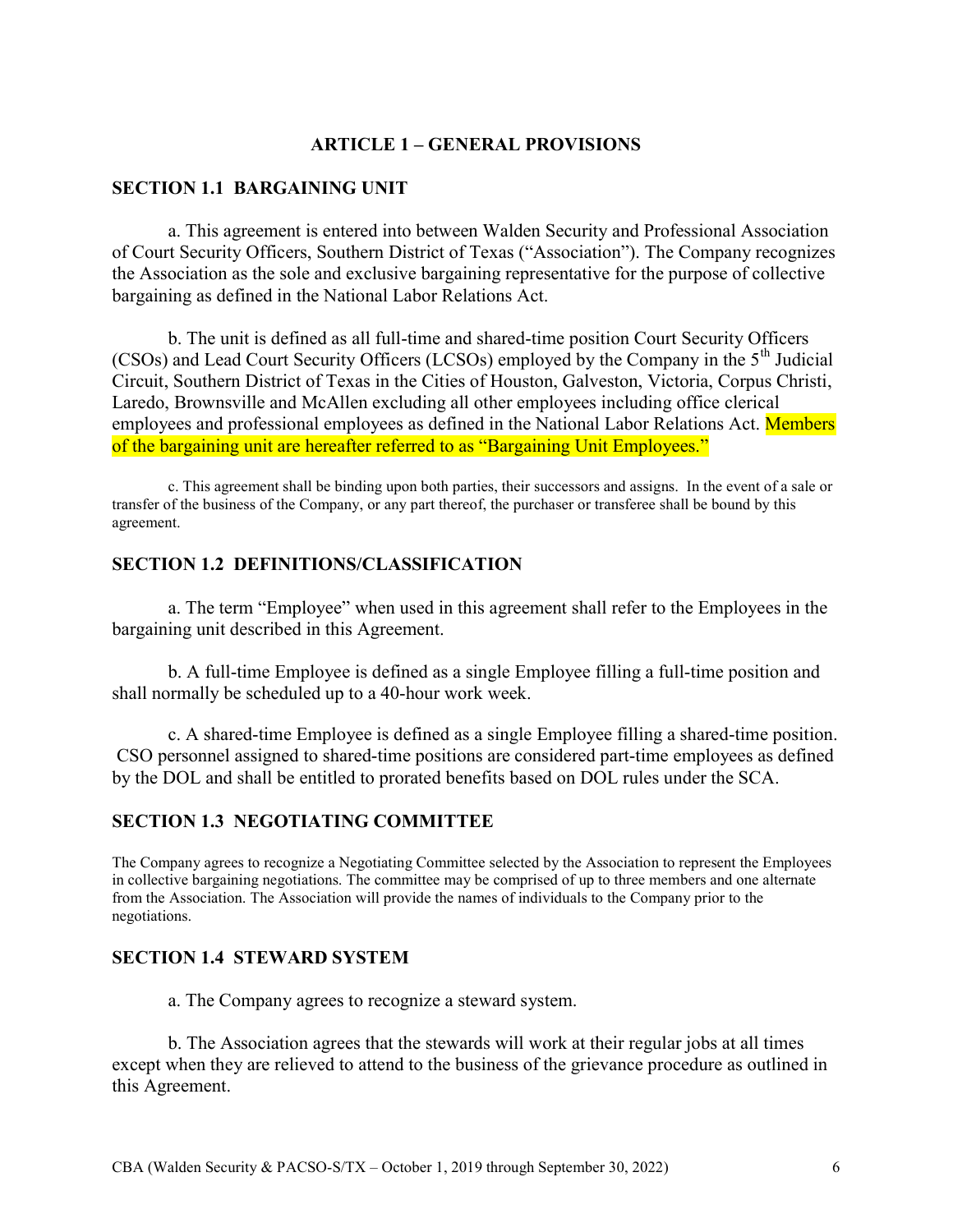## ARTICLE 1 – GENERAL PROVISIONS

### SECTION 1.1 BARGAINING UNIT

a. This agreement is entered into between Walden Security and Professional Association of Court Security Officers, Southern District of Texas ("Association"). The Company recognizes the Association as the sole and exclusive bargaining representative for the purpose of collective bargaining as defined in the National Labor Relations Act.

b. The unit is defined as all full-time and shared-time position Court Security Officers (CSOs) and Lead Court Security Officers (LCSOs) employed by the Company in the 5th Judicial Circuit, Southern District of Texas in the Cities of Houston, Galveston, Victoria, Corpus Christi, Laredo, Brownsville and McAllen excluding all other employees including office clerical employees and professional employees as defined in the National Labor Relations Act. Members of the bargaining unit are hereafter referred to as "Bargaining Unit Employees."

c. This agreement shall be binding upon both parties, their successors and assigns. In the event of a sale or transfer of the business of the Company, or any part thereof, the purchaser or transferee shall be bound by this agreement.

### SECTION 1.2 DEFINITIONS/CLASSIFICATION

a. The term "Employee" when used in this agreement shall refer to the Employees in the bargaining unit described in this Agreement.

b. A full-time Employee is defined as a single Employee filling a full-time position and shall normally be scheduled up to a 40-hour work week.

c. A shared-time Employee is defined as a single Employee filling a shared-time position. CSO personnel assigned to shared-time positions are considered part-time employees as defined by the DOL and shall be entitled to prorated benefits based on DOL rules under the SCA.

### SECTION 1.3 NEGOTIATING COMMITTEE

The Company agrees to recognize a Negotiating Committee selected by the Association to represent the Employees in collective bargaining negotiations. The committee may be comprised of up to three members and one alternate from the Association. The Association will provide the names of individuals to the Company prior to the negotiations.

### SECTION 1.4 STEWARD SYSTEM

a. The Company agrees to recognize a steward system.

b. The Association agrees that the stewards will work at their regular jobs at all times except when they are relieved to attend to the business of the grievance procedure as outlined in this Agreement.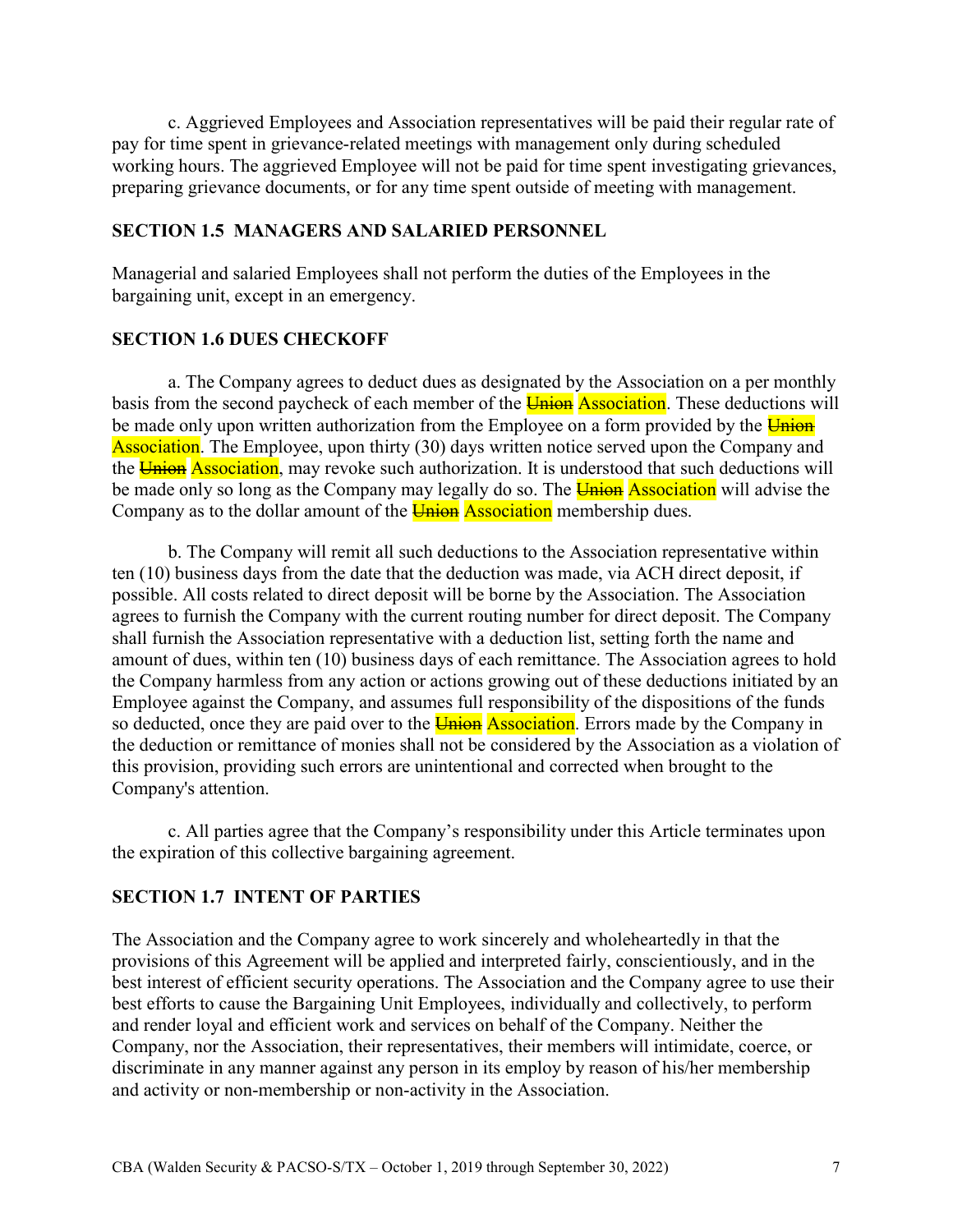c. Aggrieved Employees and Association representatives will be paid their regular rate of pay for time spent in grievance-related meetings with management only during scheduled working hours. The aggrieved Employee will not be paid for time spent investigating grievances, preparing grievance documents, or for any time spent outside of meeting with management.

### SECTION 1.5 MANAGERS AND SALARIED PERSONNEL

Managerial and salaried Employees shall not perform the duties of the Employees in the bargaining unit, except in an emergency.

### SECTION 1.6 DUES CHECKOFF

a. The Company agrees to deduct dues as designated by the Association on a per monthly basis from the second paycheck of each member of the ~~Union~~ Association. These deductions will be made only upon written authorization from the Employee on a form provided by the ~~Union~~ Association. The Employee, upon thirty (30) days written notice served upon the Company and the ~~Union~~ Association, may revoke such authorization. It is understood that such deductions will be made only so long as the Company may legally do so. The ~~Union~~ Association will advise the Company as to the dollar amount of the ~~Union~~ Association membership dues.

b. The Company will remit all such deductions to the Association representative within ten (10) business days from the date that the deduction was made, via ACH direct deposit, if possible. All costs related to direct deposit will be borne by the Association. The Association agrees to furnish the Company with the current routing number for direct deposit. The Company shall furnish the Association representative with a deduction list, setting forth the name and amount of dues, within ten (10) business days of each remittance. The Association agrees to hold the Company harmless from any action or actions growing out of these deductions initiated by an Employee against the Company, and assumes full responsibility of the dispositions of the funds so deducted, once they are paid over to the ~~Union~~ Association. Errors made by the Company in the deduction or remittance of monies shall not be considered by the Association as a violation of this provision, providing such errors are unintentional and corrected when brought to the Company's attention.

c. All parties agree that the Company's responsibility under this Article terminates upon the expiration of this collective bargaining agreement.

### SECTION 1.7 INTENT OF PARTIES

The Association and the Company agree to work sincerely and wholeheartedly in that the provisions of this Agreement will be applied and interpreted fairly, conscientiously, and in the best interest of efficient security operations. The Association and the Company agree to use their best efforts to cause the Bargaining Unit Employees, individually and collectively, to perform and render loyal and efficient work and services on behalf of the Company. Neither the Company, nor the Association, their representatives, their members will intimidate, coerce, or discriminate in any manner against any person in its employ by reason of his/her membership and activity or non-membership or non-activity in the Association.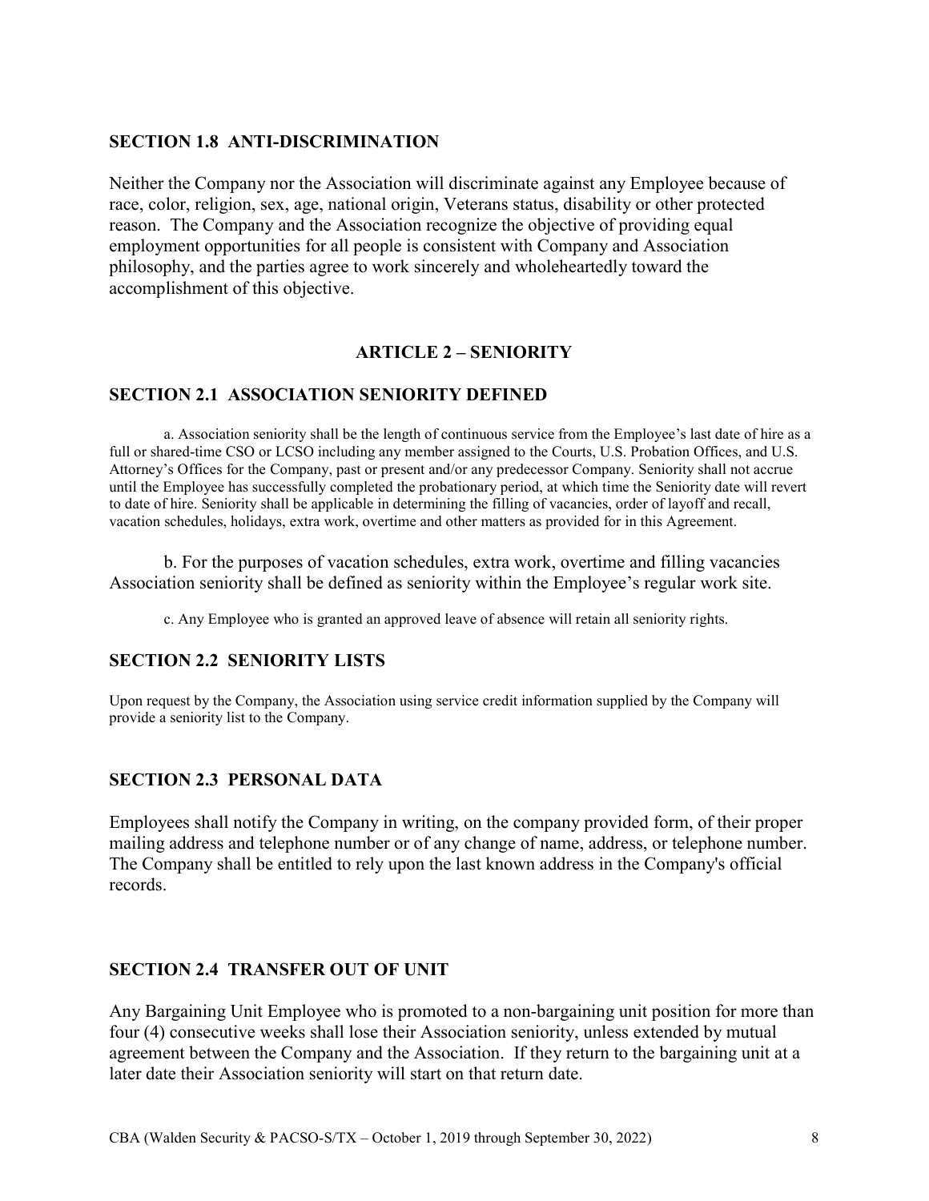### SECTION 1.8 ANTI-DISCRIMINATION

Neither the Company nor the Association will discriminate against any Employee because of race, color, religion, sex, age, national origin, Veterans status, disability or other protected reason. The Company and the Association recognize the objective of providing equal employment opportunities for all people is consistent with Company and Association philosophy, and the parties agree to work sincerely and wholeheartedly toward the accomplishment of this objective.

## ARTICLE 2 – SENIORITY

### SECTION 2.1 ASSOCIATION SENIORITY DEFINED

a. Association seniority shall be the length of continuous service from the Employee's last date of hire as a full or shared-time CSO or LCSO including any member assigned to the Courts, U.S. Probation Offices, and U.S. Attorney's Offices for the Company, past or present and/or any predecessor Company. Seniority shall not accrue until the Employee has successfully completed the probationary period, at which time the Seniority date will revert to date of hire. Seniority shall be applicable in determining the filling of vacancies, order of layoff and recall, vacation schedules, holidays, extra work, overtime and other matters as provided for in this Agreement.

b. For the purposes of vacation schedules, extra work, overtime and filling vacancies Association seniority shall be defined as seniority within the Employee's regular work site.

c. Any Employee who is granted an approved leave of absence will retain all seniority rights.

### SECTION 2.2 SENIORITY LISTS

Upon request by the Company, the Association using service credit information supplied by the Company will provide a seniority list to the Company.

### SECTION 2.3 PERSONAL DATA

Employees shall notify the Company in writing, on the company provided form, of their proper mailing address and telephone number or of any change of name, address, or telephone number. The Company shall be entitled to rely upon the last known address in the Company's official records.

### SECTION 2.4 TRANSFER OUT OF UNIT

Any Bargaining Unit Employee who is promoted to a non-bargaining unit position for more than four (4) consecutive weeks shall lose their Association seniority, unless extended by mutual agreement between the Company and the Association. If they return to the bargaining unit at a later date their Association seniority will start on that return date.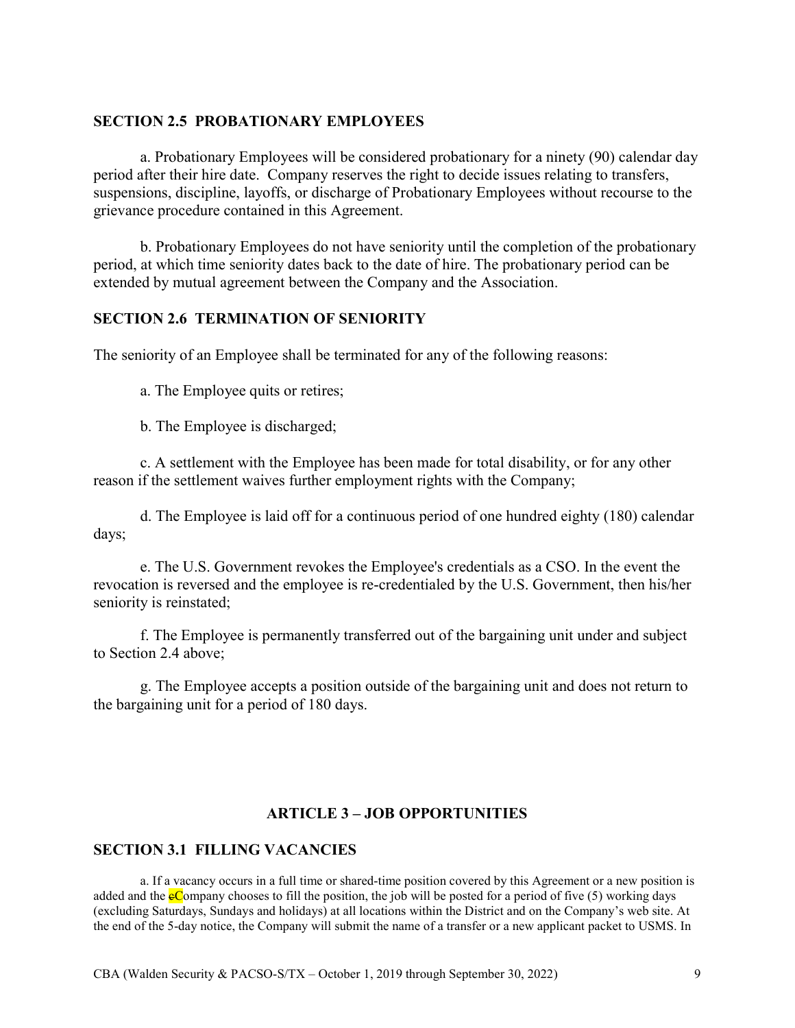### SECTION 2.5 PROBATIONARY EMPLOYEES

a. Probationary Employees will be considered probationary for a ninety (90) calendar day period after their hire date. Company reserves the right to decide issues relating to transfers, suspensions, discipline, layoffs, or discharge of Probationary Employees without recourse to the grievance procedure contained in this Agreement.

b. Probationary Employees do not have seniority until the completion of the probationary period, at which time seniority dates back to the date of hire. The probationary period can be extended by mutual agreement between the Company and the Association.

### SECTION 2.6 TERMINATION OF SENIORITY

The seniority of an Employee shall be terminated for any of the following reasons:

a. The Employee quits or retires;

b. The Employee is discharged;

c. A settlement with the Employee has been made for total disability, or for any other reason if the settlement waives further employment rights with the Company;

d. The Employee is laid off for a continuous period of one hundred eighty (180) calendar days;

e. The U.S. Government revokes the Employee's credentials as a CSO. In the event the revocation is reversed and the employee is re-credentialed by the U.S. Government, then his/her seniority is reinstated;

f. The Employee is permanently transferred out of the bargaining unit under and subject to Section 2.4 above;

g. The Employee accepts a position outside of the bargaining unit and does not return to the bargaining unit for a period of 180 days.

## ARTICLE 3 – JOB OPPORTUNITIES

### SECTION 3.1 FILLING VACANCIES

a. If a vacancy occurs in a full time or shared-time position covered by this Agreement or a new position is added and the eCompany chooses to fill the position, the job will be posted for a period of five (5) working days (excluding Saturdays, Sundays and holidays) at all locations within the District and on the Company's web site. At the end of the 5-day notice, the Company will submit the name of a transfer or a new applicant packet to USMS. In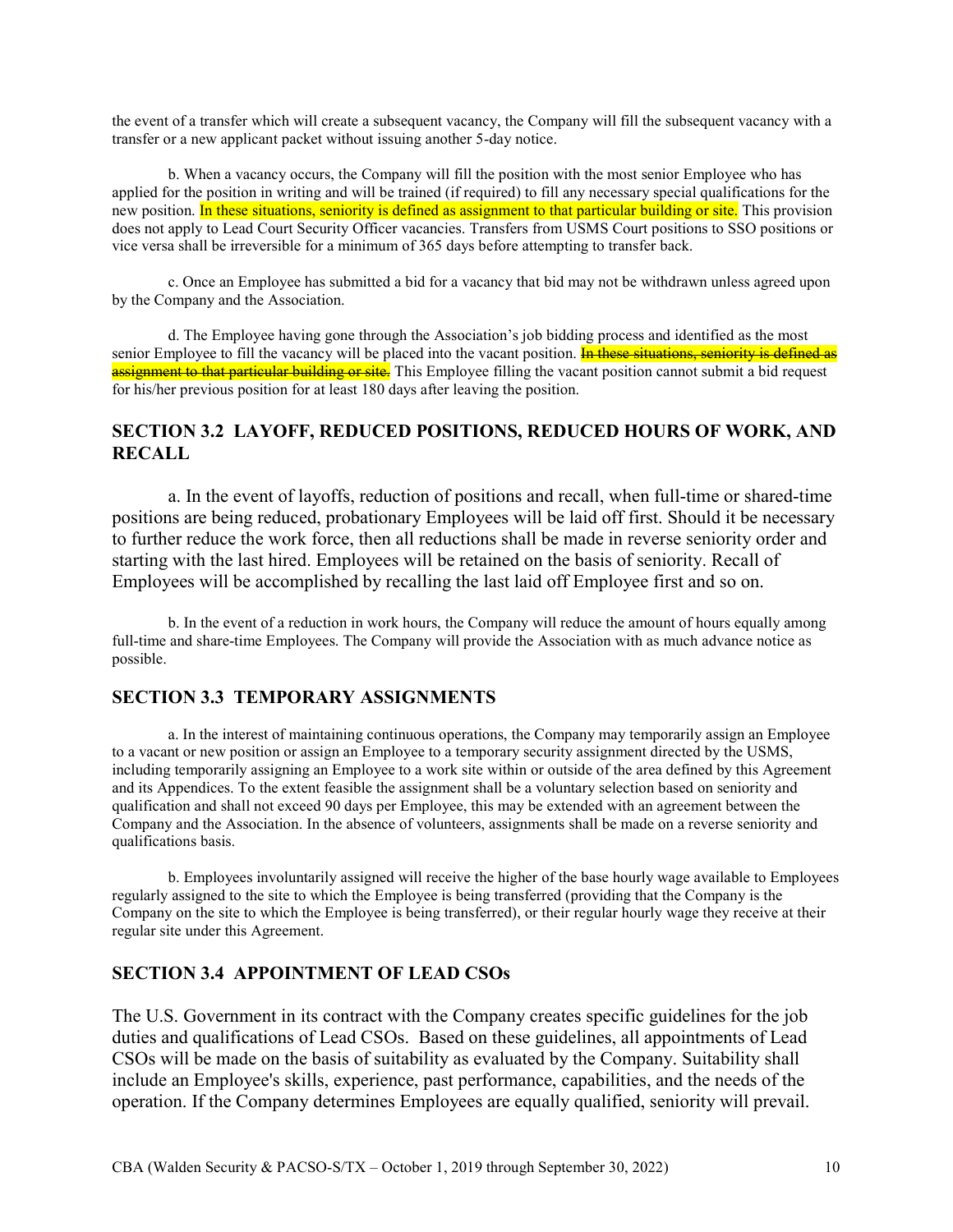the event of a transfer which will create a subsequent vacancy, the Company will fill the subsequent vacancy with a transfer or a new applicant packet without issuing another 5-day notice.

b. When a vacancy occurs, the Company will fill the position with the most senior Employee who has applied for the position in writing and will be trained (if required) to fill any necessary special qualifications for the new position. In these situations, seniority is defined as assignment to that particular building or site. This provision does not apply to Lead Court Security Officer vacancies. Transfers from USMS Court positions to SSO positions or vice versa shall be irreversible for a minimum of 365 days before attempting to transfer back.

c. Once an Employee has submitted a bid for a vacancy that bid may not be withdrawn unless agreed upon by the Company and the Association.

d. The Employee having gone through the Association's job bidding process and identified as the most senior Employee to fill the vacancy will be placed into the vacant position. ~~In these situations, seniority is defined as assignment to that particular building or site.~~ This Employee filling the vacant position cannot submit a bid request for his/her previous position for at least 180 days after leaving the position.

## SECTION 3.2 LAYOFF, REDUCED POSITIONS, REDUCED HOURS OF WORK, AND RECALL

a. In the event of layoffs, reduction of positions and recall, when full-time or shared-time positions are being reduced, probationary Employees will be laid off first. Should it be necessary to further reduce the work force, then all reductions shall be made in reverse seniority order and starting with the last hired. Employees will be retained on the basis of seniority. Recall of Employees will be accomplished by recalling the last laid off Employee first and so on.

b. In the event of a reduction in work hours, the Company will reduce the amount of hours equally among full-time and share-time Employees. The Company will provide the Association with as much advance notice as possible.

## SECTION 3.3 TEMPORARY ASSIGNMENTS

a. In the interest of maintaining continuous operations, the Company may temporarily assign an Employee to a vacant or new position or assign an Employee to a temporary security assignment directed by the USMS, including temporarily assigning an Employee to a work site within or outside of the area defined by this Agreement and its Appendices. To the extent feasible the assignment shall be a voluntary selection based on seniority and qualification and shall not exceed 90 days per Employee, this may be extended with an agreement between the Company and the Association. In the absence of volunteers, assignments shall be made on a reverse seniority and qualifications basis.

b. Employees involuntarily assigned will receive the higher of the base hourly wage available to Employees regularly assigned to the site to which the Employee is being transferred (providing that the Company is the Company on the site to which the Employee is being transferred), or their regular hourly wage they receive at their regular site under this Agreement.

## SECTION 3.4 APPOINTMENT OF LEAD CSOs

The U.S. Government in its contract with the Company creates specific guidelines for the job duties and qualifications of Lead CSOs. Based on these guidelines, all appointments of Lead CSOs will be made on the basis of suitability as evaluated by the Company. Suitability shall include an Employee's skills, experience, past performance, capabilities, and the needs of the operation. If the Company determines Employees are equally qualified, seniority will prevail.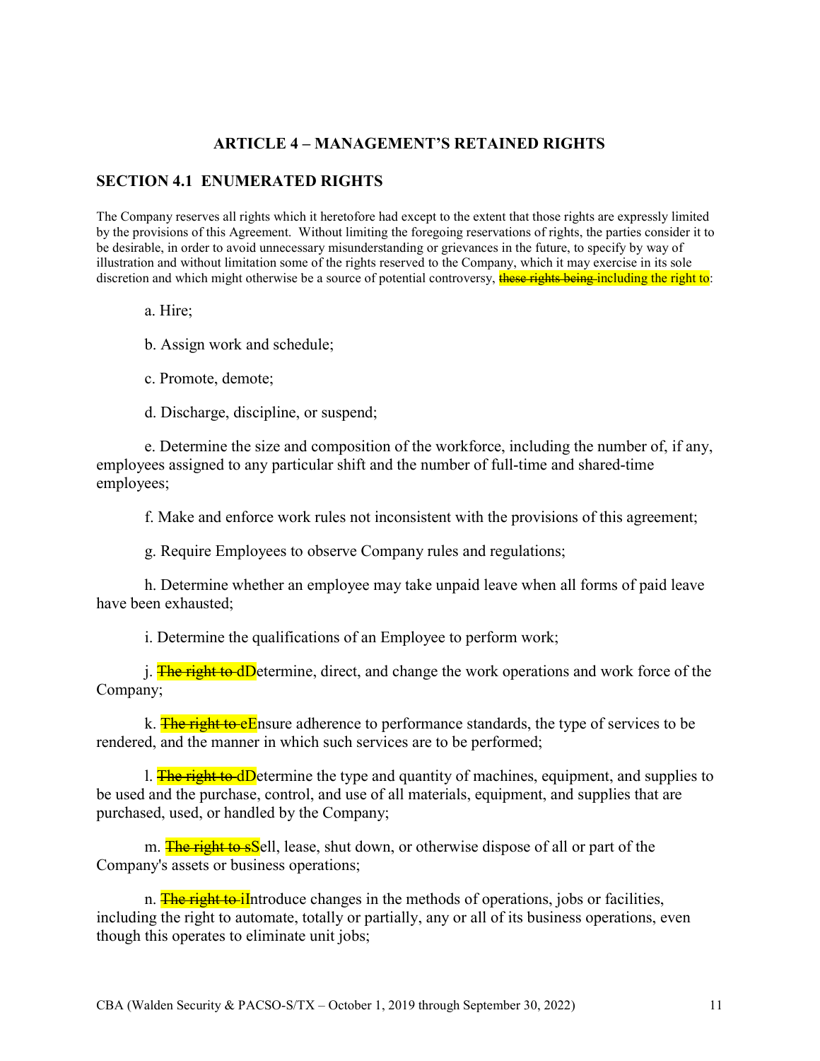## ARTICLE 4 – MANAGEMENT'S RETAINED RIGHTS

### SECTION 4.1 ENUMERATED RIGHTS

The Company reserves all rights which it heretofore had except to the extent that those rights are expressly limited by the provisions of this Agreement. Without limiting the foregoing reservations of rights, the parties consider it to be desirable, in order to avoid unnecessary misunderstanding or grievances in the future, to specify by way of illustration and without limitation some of the rights reserved to the Company, which it may exercise in its sole discretion and which might otherwise be a source of potential controversy, ~~these rights being~~ including the right to:

a. Hire;

b. Assign work and schedule;

c. Promote, demote;

d. Discharge, discipline, or suspend;

e. Determine the size and composition of the workforce, including the number of, if any, employees assigned to any particular shift and the number of full-time and shared-time employees;

f. Make and enforce work rules not inconsistent with the provisions of this agreement;

g. Require Employees to observe Company rules and regulations;

h. Determine whether an employee may take unpaid leave when all forms of paid leave have been exhausted;

i. Determine the qualifications of an Employee to perform work;

j. ~~The right to d~~Determine, direct, and change the work operations and work force of the Company;

k. ~~The right to e~~Ensure adherence to performance standards, the type of services to be rendered, and the manner in which such services are to be performed;

l. ~~The right to d~~Determine the type and quantity of machines, equipment, and supplies to be used and the purchase, control, and use of all materials, equipment, and supplies that are purchased, used, or handled by the Company;

m. ~~The right to s~~Sell, lease, shut down, or otherwise dispose of all or part of the Company's assets or business operations;

n. ~~The right to i~~Introduce changes in the methods of operations, jobs or facilities, including the right to automate, totally or partially, any or all of its business operations, even though this operates to eliminate unit jobs;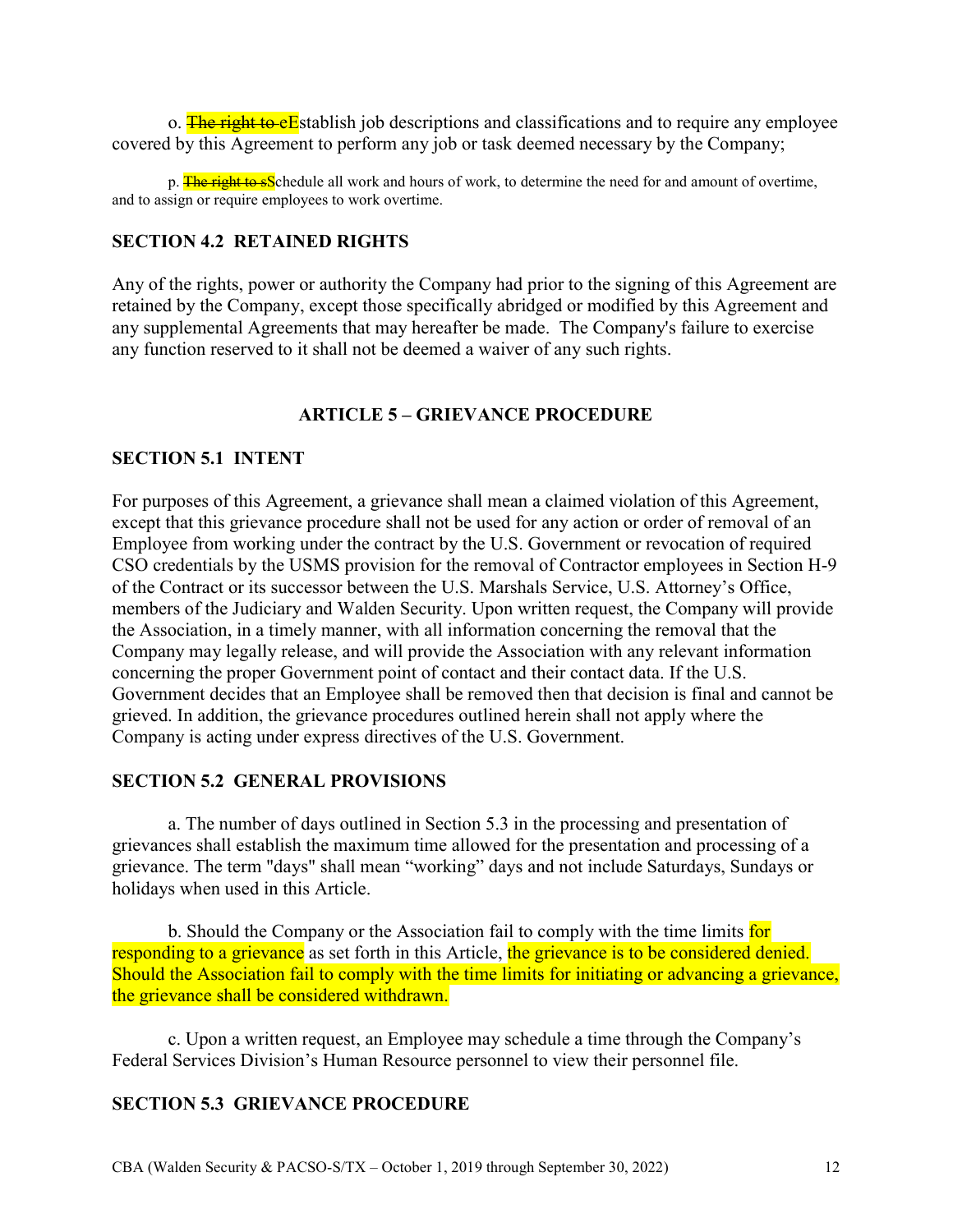o. ~~The right to e~~Establish job descriptions and classifications and to require any employee covered by this Agreement to perform any job or task deemed necessary by the Company;

p. ~~The right to s~~Schedule all work and hours of work, to determine the need for and amount of overtime, and to assign or require employees to work overtime.

**SECTION 4.2 RETAINED RIGHTS**

Any of the rights, power or authority the Company had prior to the signing of this Agreement are retained by the Company, except those specifically abridged or modified by this Agreement and any supplemental Agreements that may hereafter be made. The Company's failure to exercise any function reserved to it shall not be deemed a waiver of any such rights.

## ARTICLE 5 – GRIEVANCE PROCEDURE

**SECTION 5.1 INTENT**

For purposes of this Agreement, a grievance shall mean a claimed violation of this Agreement, except that this grievance procedure shall not be used for any action or order of removal of an Employee from working under the contract by the U.S. Government or revocation of required CSO credentials by the USMS provision for the removal of Contractor employees in Section H-9 of the Contract or its successor between the U.S. Marshals Service, U.S. Attorney's Office, members of the Judiciary and Walden Security. Upon written request, the Company will provide the Association, in a timely manner, with all information concerning the removal that the Company may legally release, and will provide the Association with any relevant information concerning the proper Government point of contact and their contact data. If the U.S. Government decides that an Employee shall be removed then that decision is final and cannot be grieved. In addition, the grievance procedures outlined herein shall not apply where the Company is acting under express directives of the U.S. Government.

**SECTION 5.2 GENERAL PROVISIONS**

a. The number of days outlined in Section 5.3 in the processing and presentation of grievances shall establish the maximum time allowed for the presentation and processing of a grievance. The term "days" shall mean "working" days and not include Saturdays, Sundays or holidays when used in this Article.

b. Should the Company or the Association fail to comply with the time limits for responding to a grievance as set forth in this Article, the grievance is to be considered denied. Should the Association fail to comply with the time limits for initiating or advancing a grievance, the grievance shall be considered withdrawn.

c. Upon a written request, an Employee may schedule a time through the Company's Federal Services Division's Human Resource personnel to view their personnel file.

**SECTION 5.3 GRIEVANCE PROCEDURE**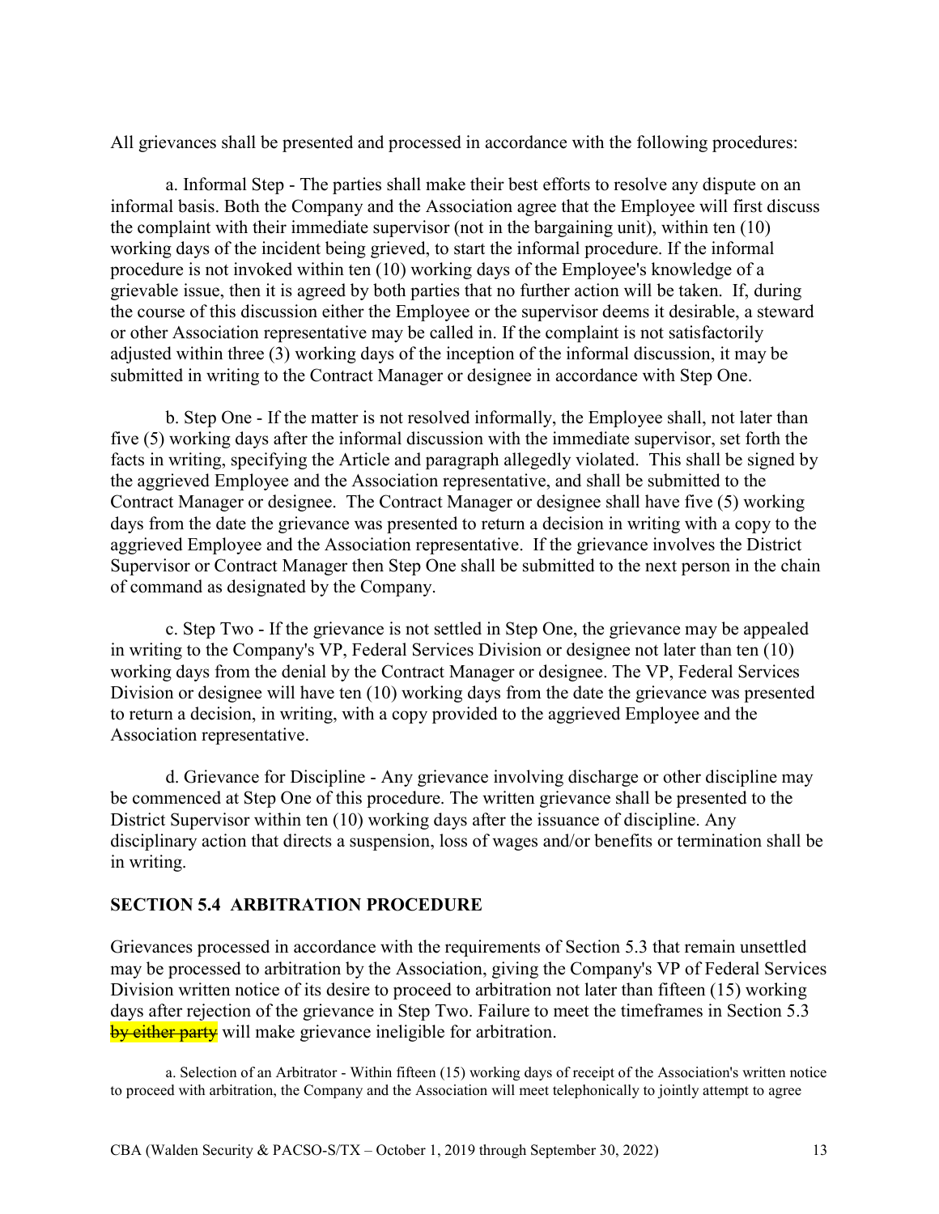All grievances shall be presented and processed in accordance with the following procedures:

a. Informal Step - The parties shall make their best efforts to resolve any dispute on an informal basis. Both the Company and the Association agree that the Employee will first discuss the complaint with their immediate supervisor (not in the bargaining unit), within ten (10) working days of the incident being grieved, to start the informal procedure. If the informal procedure is not invoked within ten (10) working days of the Employee's knowledge of a grievable issue, then it is agreed by both parties that no further action will be taken. If, during the course of this discussion either the Employee or the supervisor deems it desirable, a steward or other Association representative may be called in. If the complaint is not satisfactorily adjusted within three (3) working days of the inception of the informal discussion, it may be submitted in writing to the Contract Manager or designee in accordance with Step One.

b. Step One - If the matter is not resolved informally, the Employee shall, not later than five (5) working days after the informal discussion with the immediate supervisor, set forth the facts in writing, specifying the Article and paragraph allegedly violated. This shall be signed by the aggrieved Employee and the Association representative, and shall be submitted to the Contract Manager or designee. The Contract Manager or designee shall have five (5) working days from the date the grievance was presented to return a decision in writing with a copy to the aggrieved Employee and the Association representative. If the grievance involves the District Supervisor or Contract Manager then Step One shall be submitted to the next person in the chain of command as designated by the Company.

c. Step Two - If the grievance is not settled in Step One, the grievance may be appealed in writing to the Company's VP, Federal Services Division or designee not later than ten (10) working days from the denial by the Contract Manager or designee. The VP, Federal Services Division or designee will have ten (10) working days from the date the grievance was presented to return a decision, in writing, with a copy provided to the aggrieved Employee and the Association representative.

d. Grievance for Discipline - Any grievance involving discharge or other discipline may be commenced at Step One of this procedure. The written grievance shall be presented to the District Supervisor within ten (10) working days after the issuance of discipline. Any disciplinary action that directs a suspension, loss of wages and/or benefits or termination shall be in writing.

### SECTION 5.4 ARBITRATION PROCEDURE

Grievances processed in accordance with the requirements of Section 5.3 that remain unsettled may be processed to arbitration by the Association, giving the Company's VP of Federal Services Division written notice of its desire to proceed to arbitration not later than fifteen (15) working days after rejection of the grievance in Step Two. Failure to meet the timeframes in Section 5.3 ~~by either party~~ will make grievance ineligible for arbitration.

a. Selection of an Arbitrator - Within fifteen (15) working days of receipt of the Association's written notice to proceed with arbitration, the Company and the Association will meet telephonically to jointly attempt to agree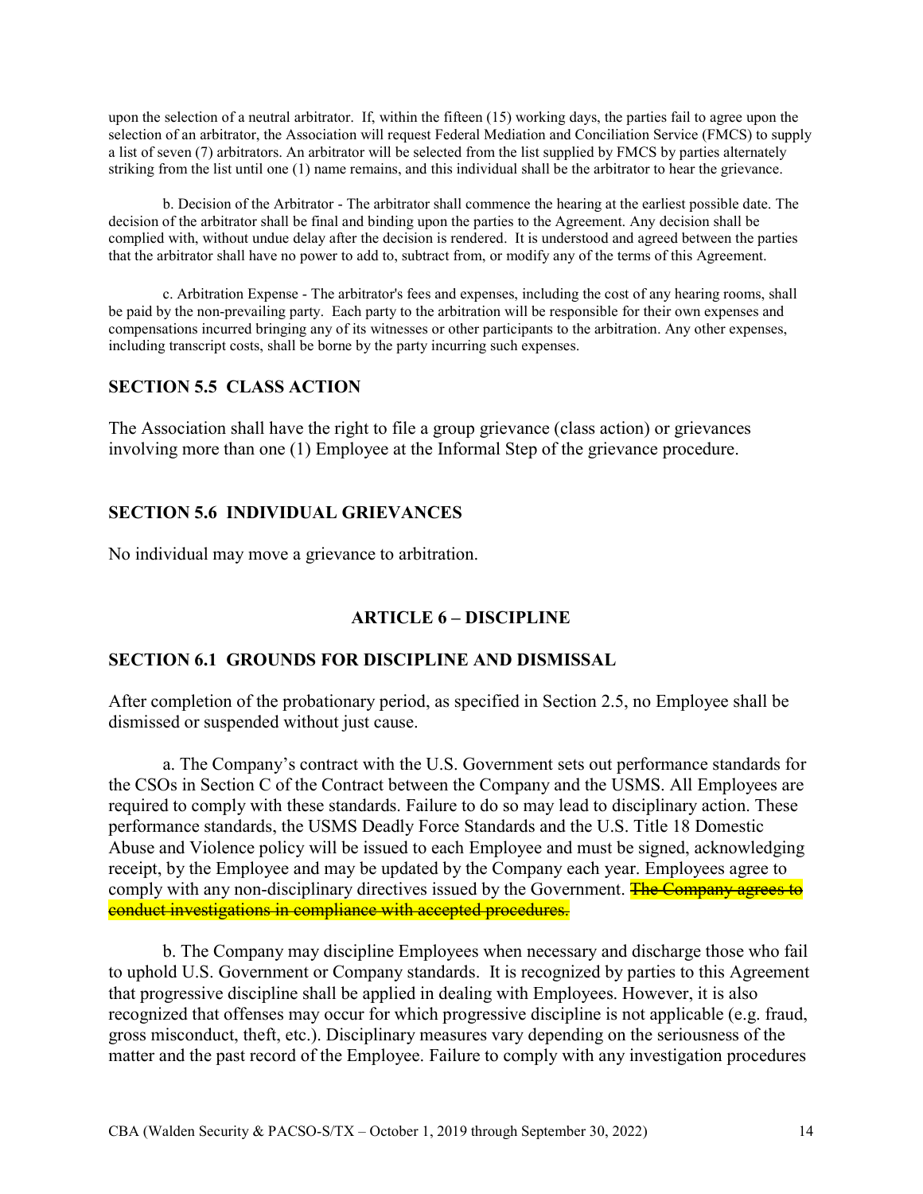upon the selection of a neutral arbitrator. If, within the fifteen (15) working days, the parties fail to agree upon the selection of an arbitrator, the Association will request Federal Mediation and Conciliation Service (FMCS) to supply a list of seven (7) arbitrators. An arbitrator will be selected from the list supplied by FMCS by parties alternately striking from the list until one (1) name remains, and this individual shall be the arbitrator to hear the grievance.

b. Decision of the Arbitrator - The arbitrator shall commence the hearing at the earliest possible date. The decision of the arbitrator shall be final and binding upon the parties to the Agreement. Any decision shall be complied with, without undue delay after the decision is rendered. It is understood and agreed between the parties that the arbitrator shall have no power to add to, subtract from, or modify any of the terms of this Agreement.

c. Arbitration Expense - The arbitrator's fees and expenses, including the cost of any hearing rooms, shall be paid by the non-prevailing party. Each party to the arbitration will be responsible for their own expenses and compensations incurred bringing any of its witnesses or other participants to the arbitration. Any other expenses, including transcript costs, shall be borne by the party incurring such expenses.

## SECTION 5.5 CLASS ACTION

The Association shall have the right to file a group grievance (class action) or grievances involving more than one (1) Employee at the Informal Step of the grievance procedure.

## SECTION 5.6 INDIVIDUAL GRIEVANCES

No individual may move a grievance to arbitration.

# ARTICLE 6 – DISCIPLINE

## SECTION 6.1 GROUNDS FOR DISCIPLINE AND DISMISSAL

After completion of the probationary period, as specified in Section 2.5, no Employee shall be dismissed or suspended without just cause.

a. The Company's contract with the U.S. Government sets out performance standards for the CSOs in Section C of the Contract between the Company and the USMS. All Employees are required to comply with these standards. Failure to do so may lead to disciplinary action. These performance standards, the USMS Deadly Force Standards and the U.S. Title 18 Domestic Abuse and Violence policy will be issued to each Employee and must be signed, acknowledging receipt, by the Employee and may be updated by the Company each year. Employees agree to comply with any non-disciplinary directives issued by the Government. ~~The Company agrees to conduct investigations in compliance with accepted procedures.~~

b. The Company may discipline Employees when necessary and discharge those who fail to uphold U.S. Government or Company standards. It is recognized by parties to this Agreement that progressive discipline shall be applied in dealing with Employees. However, it is also recognized that offenses may occur for which progressive discipline is not applicable (e.g. fraud, gross misconduct, theft, etc.). Disciplinary measures vary depending on the seriousness of the matter and the past record of the Employee. Failure to comply with any investigation procedures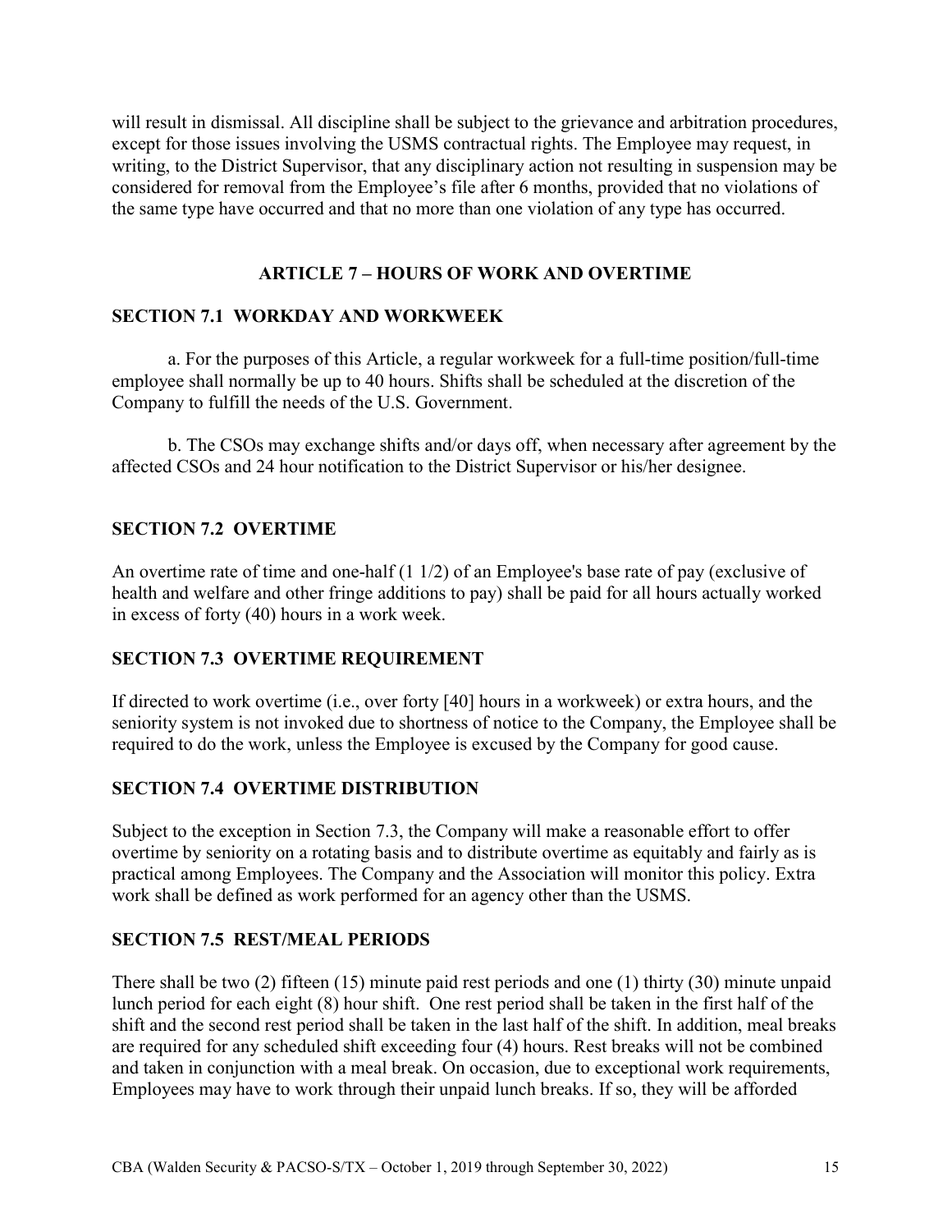will result in dismissal. All discipline shall be subject to the grievance and arbitration procedures, except for those issues involving the USMS contractual rights. The Employee may request, in writing, to the District Supervisor, that any disciplinary action not resulting in suspension may be considered for removal from the Employee's file after 6 months, provided that no violations of the same type have occurred and that no more than one violation of any type has occurred.

## ARTICLE 7 – HOURS OF WORK AND OVERTIME

### SECTION 7.1 WORKDAY AND WORKWEEK

a. For the purposes of this Article, a regular workweek for a full-time position/full-time employee shall normally be up to 40 hours. Shifts shall be scheduled at the discretion of the Company to fulfill the needs of the U.S. Government.

b. The CSOs may exchange shifts and/or days off, when necessary after agreement by the affected CSOs and 24 hour notification to the District Supervisor or his/her designee.

### SECTION 7.2 OVERTIME

An overtime rate of time and one-half (1 1/2) of an Employee's base rate of pay (exclusive of health and welfare and other fringe additions to pay) shall be paid for all hours actually worked in excess of forty (40) hours in a work week.

### SECTION 7.3 OVERTIME REQUIREMENT

If directed to work overtime (i.e., over forty [40] hours in a workweek) or extra hours, and the seniority system is not invoked due to shortness of notice to the Company, the Employee shall be required to do the work, unless the Employee is excused by the Company for good cause.

### SECTION 7.4 OVERTIME DISTRIBUTION

Subject to the exception in Section 7.3, the Company will make a reasonable effort to offer overtime by seniority on a rotating basis and to distribute overtime as equitably and fairly as is practical among Employees. The Company and the Association will monitor this policy. Extra work shall be defined as work performed for an agency other than the USMS.

### SECTION 7.5 REST/MEAL PERIODS

There shall be two (2) fifteen (15) minute paid rest periods and one (1) thirty (30) minute unpaid lunch period for each eight (8) hour shift. One rest period shall be taken in the first half of the shift and the second rest period shall be taken in the last half of the shift. In addition, meal breaks are required for any scheduled shift exceeding four (4) hours. Rest breaks will not be combined and taken in conjunction with a meal break. On occasion, due to exceptional work requirements, Employees may have to work through their unpaid lunch breaks. If so, they will be afforded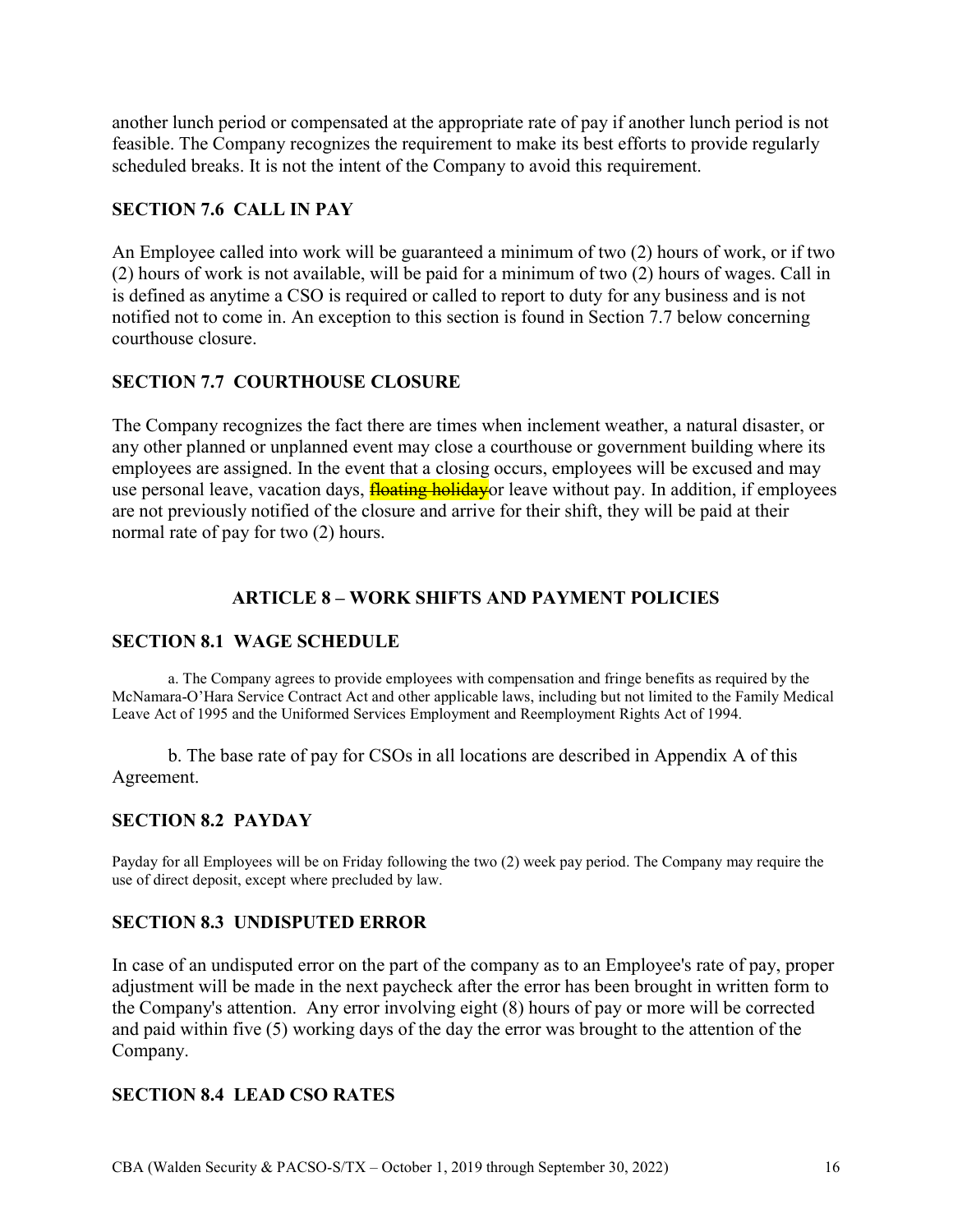another lunch period or compensated at the appropriate rate of pay if another lunch period is not feasible. The Company recognizes the requirement to make its best efforts to provide regularly scheduled breaks. It is not the intent of the Company to avoid this requirement.

### SECTION 7.6 CALL IN PAY

An Employee called into work will be guaranteed a minimum of two (2) hours of work, or if two (2) hours of work is not available, will be paid for a minimum of two (2) hours of wages. Call in is defined as anytime a CSO is required or called to report to duty for any business and is not notified not to come in. An exception to this section is found in Section 7.7 below concerning courthouse closure.

### SECTION 7.7 COURTHOUSE CLOSURE

The Company recognizes the fact there are times when inclement weather, a natural disaster, or any other planned or unplanned event may close a courthouse or government building where its employees are assigned. In the event that a closing occurs, employees will be excused and may use personal leave, vacation days, ~~floating holiday~~or leave without pay. In addition, if employees are not previously notified of the closure and arrive for their shift, they will be paid at their normal rate of pay for two (2) hours.

## ARTICLE 8 – WORK SHIFTS AND PAYMENT POLICIES

### SECTION 8.1 WAGE SCHEDULE

a. The Company agrees to provide employees with compensation and fringe benefits as required by the McNamara-O'Hara Service Contract Act and other applicable laws, including but not limited to the Family Medical Leave Act of 1995 and the Uniformed Services Employment and Reemployment Rights Act of 1994.

b. The base rate of pay for CSOs in all locations are described in Appendix A of this Agreement.

### SECTION 8.2 PAYDAY

Payday for all Employees will be on Friday following the two (2) week pay period. The Company may require the use of direct deposit, except where precluded by law.

### SECTION 8.3 UNDISPUTED ERROR

In case of an undisputed error on the part of the company as to an Employee's rate of pay, proper adjustment will be made in the next paycheck after the error has been brought in written form to the Company's attention. Any error involving eight (8) hours of pay or more will be corrected and paid within five (5) working days of the day the error was brought to the attention of the Company.

### SECTION 8.4 LEAD CSO RATES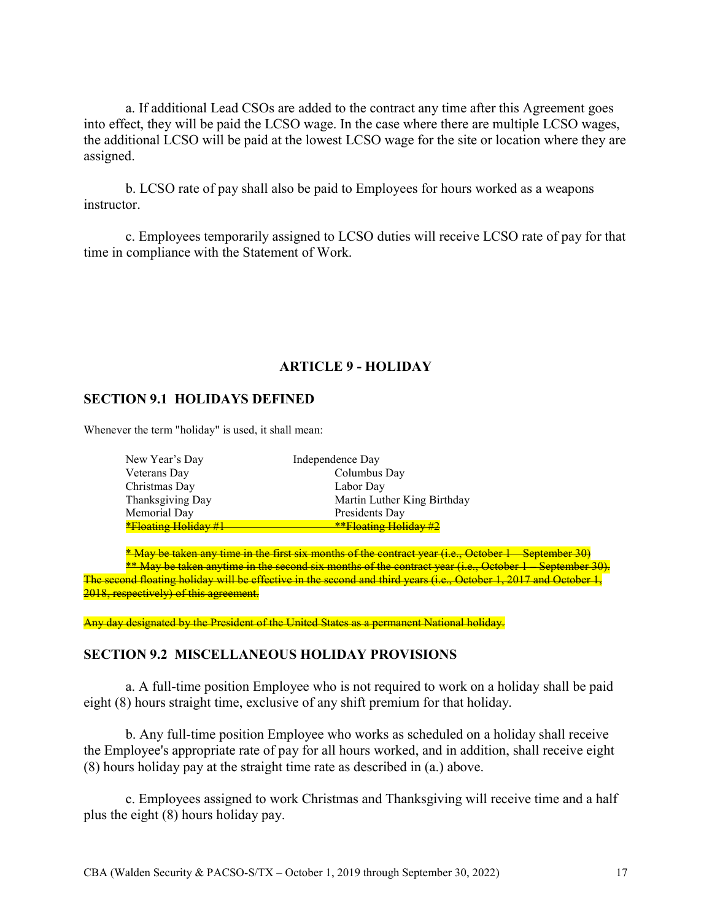a. If additional Lead CSOs are added to the contract any time after this Agreement goes into effect, they will be paid the LCSO wage. In the case where there are multiple LCSO wages, the additional LCSO will be paid at the lowest LCSO wage for the site or location where they are assigned.

b. LCSO rate of pay shall also be paid to Employees for hours worked as a weapons instructor.

c. Employees temporarily assigned to LCSO duties will receive LCSO rate of pay for that time in compliance with the Statement of Work.

## ARTICLE 9 - HOLIDAY

### SECTION 9.1 HOLIDAYS DEFINED

Whenever the term "holiday" is used, it shall mean:

| | |
|---|---|
| New Year's Day | Independence Day |
| Veterans Day | Columbus Day |
| Christmas Day | Labor Day |
| Thanksgiving Day | Martin Luther King Birthday |
| Memorial Day | Presidents Day |
| ~~*Floating Holiday #1~~ | ~~**Floating Holiday #2~~ |

~~* May be taken any time in the first six months of the contract year (i.e., October 1 – September 30)~~
~~** May be taken anytime in the second six months of the contract year (i.e., October 1 – September 30). The second floating holiday will be effective in the second and third years (i.e., October 1, 2017 and October 1, 2018, respectively) of this agreement.~~

~~Any day designated by the President of the United States as a permanent National holiday.~~

### SECTION 9.2 MISCELLANEOUS HOLIDAY PROVISIONS

a. A full-time position Employee who is not required to work on a holiday shall be paid eight (8) hours straight time, exclusive of any shift premium for that holiday.

b. Any full-time position Employee who works as scheduled on a holiday shall receive the Employee's appropriate rate of pay for all hours worked, and in addition, shall receive eight (8) hours holiday pay at the straight time rate as described in (a.) above.

c. Employees assigned to work Christmas and Thanksgiving will receive time and a half plus the eight (8) hours holiday pay.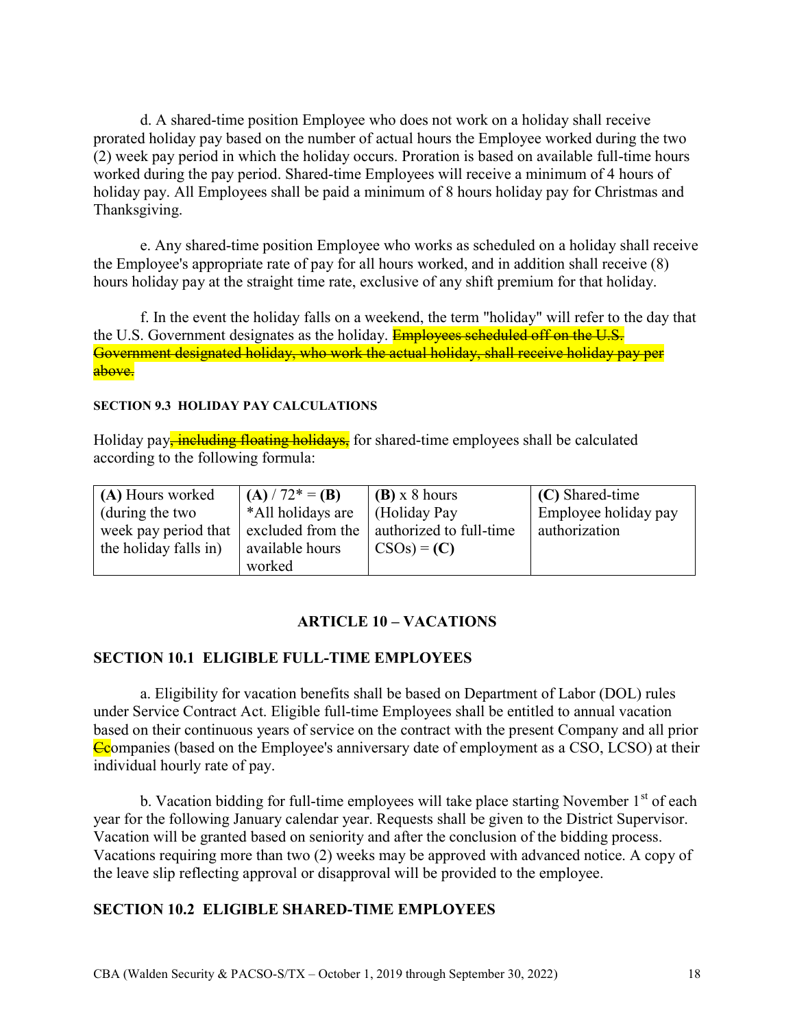d. A shared-time position Employee who does not work on a holiday shall receive prorated holiday pay based on the number of actual hours the Employee worked during the two (2) week pay period in which the holiday occurs. Proration is based on available full-time hours worked during the pay period. Shared-time Employees will receive a minimum of 4 hours of holiday pay. All Employees shall be paid a minimum of 8 hours holiday pay for Christmas and Thanksgiving.

e. Any shared-time position Employee who works as scheduled on a holiday shall receive the Employee's appropriate rate of pay for all hours worked, and in addition shall receive (8) hours holiday pay at the straight time rate, exclusive of any shift premium for that holiday.

f. In the event the holiday falls on a weekend, the term "holiday" will refer to the day that the U.S. Government designates as the holiday. ~~Employees scheduled off on the U.S. Government designated holiday, who work the actual holiday, shall receive holiday pay per above.~~

#### SECTION 9.3 HOLIDAY PAY CALCULATIONS

Holiday pay~~, including floating holidays,~~ for shared-time employees shall be calculated according to the following formula:

| **(A)** Hours worked (during the two week pay period that the holiday falls in) | **(A)** / 72* = **(B)** *All holidays are excluded from the available hours worked | **(B)** x 8 hours (Holiday Pay authorized to full-time CSOs) = **(C)** | **(C)** Shared-time Employee holiday pay authorization |
|---|---|---|---|

## ARTICLE 10 – VACATIONS

### SECTION 10.1 ELIGIBLE FULL-TIME EMPLOYEES

a. Eligibility for vacation benefits shall be based on Department of Labor (DOL) rules under Service Contract Act. Eligible full-time Employees shall be entitled to annual vacation based on their continuous years of service on the contract with the present Company and all prior ~~C~~companies (based on the Employee's anniversary date of employment as a CSO, LCSO) at their individual hourly rate of pay.

b. Vacation bidding for full-time employees will take place starting November 1st of each year for the following January calendar year. Requests shall be given to the District Supervisor. Vacation will be granted based on seniority and after the conclusion of the bidding process. Vacations requiring more than two (2) weeks may be approved with advanced notice. A copy of the leave slip reflecting approval or disapproval will be provided to the employee.

### SECTION 10.2 ELIGIBLE SHARED-TIME EMPLOYEES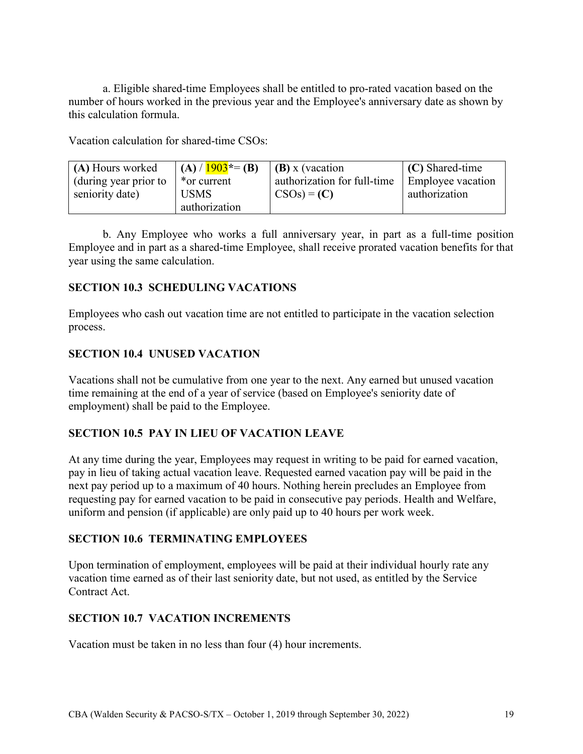a. Eligible shared-time Employees shall be entitled to pro-rated vacation based on the number of hours worked in the previous year and the Employee's anniversary date as shown by this calculation formula.

Vacation calculation for shared-time CSOs:

| **(A)** Hours worked (during year prior to seniority date) | **(A)** / 1903*= **(B)** *or current USMS authorization | **(B)** x (vacation authorization for full-time CSOs) = **(C)** | **(C)** Shared-time Employee vacation authorization |
|---|---|---|---|

b. Any Employee who works a full anniversary year, in part as a full-time position Employee and in part as a shared-time Employee, shall receive prorated vacation benefits for that year using the same calculation.

### SECTION 10.3 SCHEDULING VACATIONS

Employees who cash out vacation time are not entitled to participate in the vacation selection process.

### SECTION 10.4 UNUSED VACATION

Vacations shall not be cumulative from one year to the next. Any earned but unused vacation time remaining at the end of a year of service (based on Employee's seniority date of employment) shall be paid to the Employee.

### SECTION 10.5 PAY IN LIEU OF VACATION LEAVE

At any time during the year, Employees may request in writing to be paid for earned vacation, pay in lieu of taking actual vacation leave. Requested earned vacation pay will be paid in the next pay period up to a maximum of 40 hours. Nothing herein precludes an Employee from requesting pay for earned vacation to be paid in consecutive pay periods. Health and Welfare, uniform and pension (if applicable) are only paid up to 40 hours per work week.

### SECTION 10.6 TERMINATING EMPLOYEES

Upon termination of employment, employees will be paid at their individual hourly rate any vacation time earned as of their last seniority date, but not used, as entitled by the Service Contract Act.

### SECTION 10.7 VACATION INCREMENTS

Vacation must be taken in no less than four (4) hour increments.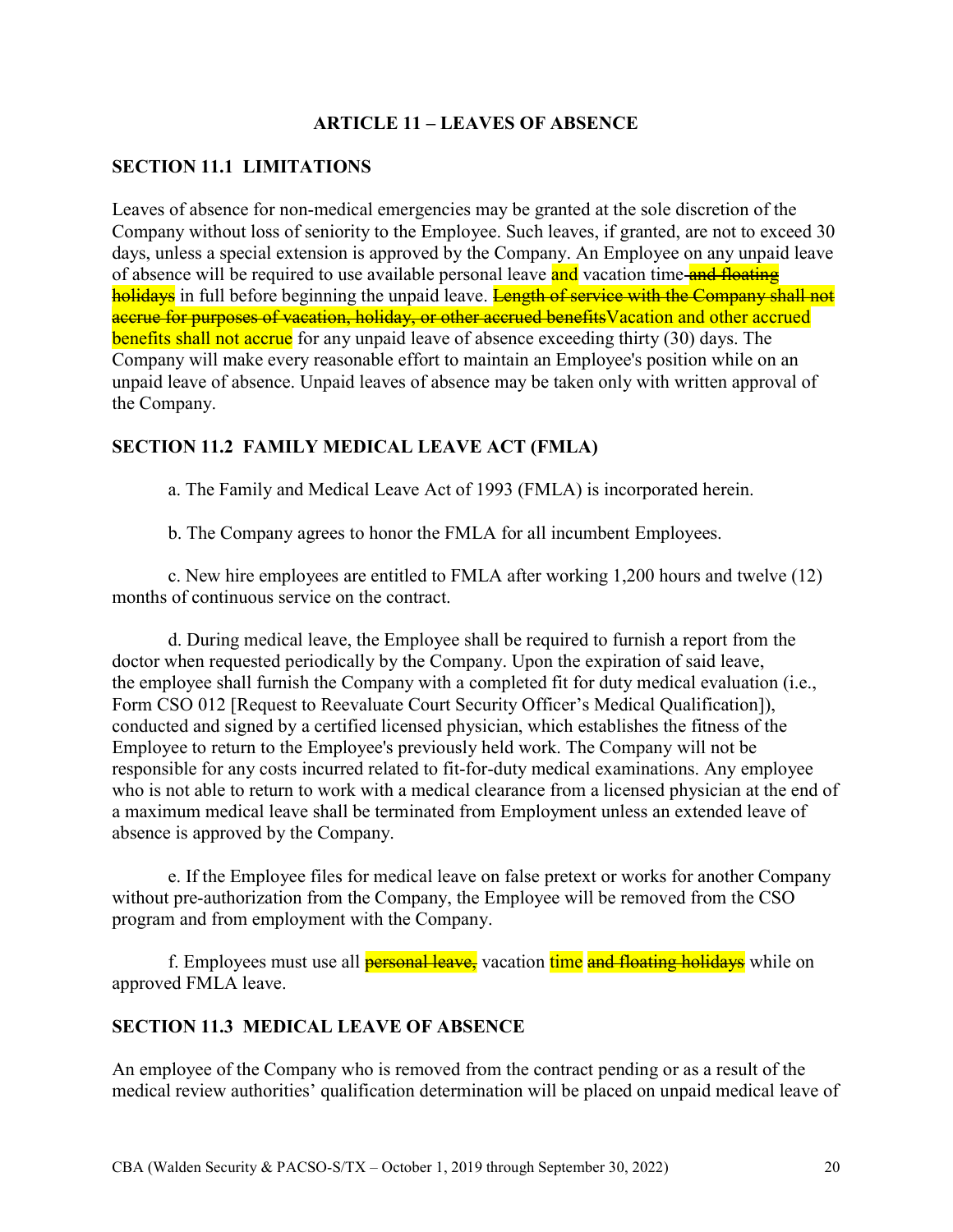## ARTICLE 11 – LEAVES OF ABSENCE

### SECTION 11.1 LIMITATIONS

Leaves of absence for non-medical emergencies may be granted at the sole discretion of the Company without loss of seniority to the Employee. Such leaves, if granted, are not to exceed 30 days, unless a special extension is approved by the Company. An Employee on any unpaid leave of absence will be required to use available personal leave and vacation time ~~and floating holidays~~ in full before beginning the unpaid leave. ~~Length of service with the Company shall not accrue for purposes of vacation, holiday, or other accrued benefits~~Vacation and other accrued benefits shall not accrue for any unpaid leave of absence exceeding thirty (30) days. The Company will make every reasonable effort to maintain an Employee's position while on an unpaid leave of absence. Unpaid leaves of absence may be taken only with written approval of the Company.

### SECTION 11.2 FAMILY MEDICAL LEAVE ACT (FMLA)

a. The Family and Medical Leave Act of 1993 (FMLA) is incorporated herein.

b. The Company agrees to honor the FMLA for all incumbent Employees.

c. New hire employees are entitled to FMLA after working 1,200 hours and twelve (12) months of continuous service on the contract.

d. During medical leave, the Employee shall be required to furnish a report from the doctor when requested periodically by the Company. Upon the expiration of said leave, the employee shall furnish the Company with a completed fit for duty medical evaluation (i.e., Form CSO 012 [Request to Reevaluate Court Security Officer's Medical Qualification]), conducted and signed by a certified licensed physician, which establishes the fitness of the Employee to return to the Employee's previously held work. The Company will not be responsible for any costs incurred related to fit-for-duty medical examinations. Any employee who is not able to return to work with a medical clearance from a licensed physician at the end of a maximum medical leave shall be terminated from Employment unless an extended leave of absence is approved by the Company.

e. If the Employee files for medical leave on false pretext or works for another Company without pre-authorization from the Company, the Employee will be removed from the CSO program and from employment with the Company.

f. Employees must use all ~~personal leave,~~ vacation time ~~and floating holidays~~ while on approved FMLA leave.

### SECTION 11.3 MEDICAL LEAVE OF ABSENCE

An employee of the Company who is removed from the contract pending or as a result of the medical review authorities' qualification determination will be placed on unpaid medical leave of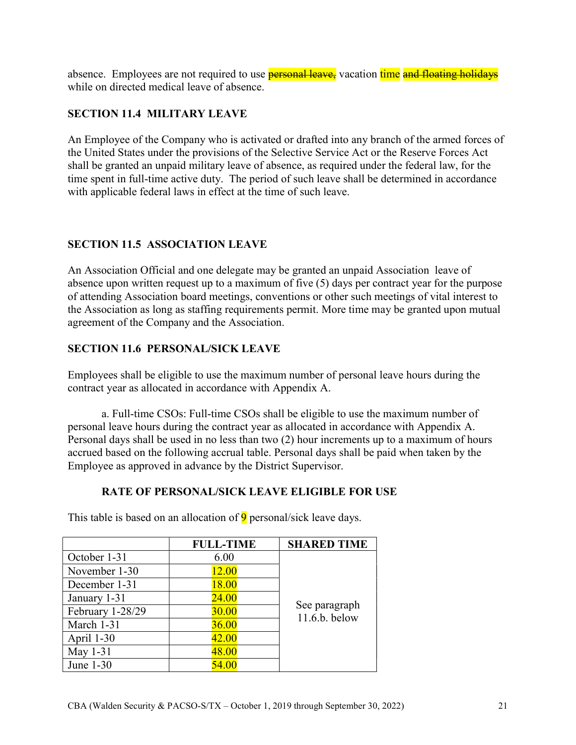absence. Employees are not required to use ~~personal leave,~~ vacation time ~~and floating holidays~~ while on directed medical leave of absence.

### SECTION 11.4 MILITARY LEAVE

An Employee of the Company who is activated or drafted into any branch of the armed forces of the United States under the provisions of the Selective Service Act or the Reserve Forces Act shall be granted an unpaid military leave of absence, as required under the federal law, for the time spent in full-time active duty. The period of such leave shall be determined in accordance with applicable federal laws in effect at the time of such leave.

### SECTION 11.5 ASSOCIATION LEAVE

An Association Official and one delegate may be granted an unpaid Association leave of absence upon written request up to a maximum of five (5) days per contract year for the purpose of attending Association board meetings, conventions or other such meetings of vital interest to the Association as long as staffing requirements permit. More time may be granted upon mutual agreement of the Company and the Association.

### SECTION 11.6 PERSONAL/SICK LEAVE

Employees shall be eligible to use the maximum number of personal leave hours during the contract year as allocated in accordance with Appendix A.

a. Full-time CSOs: Full-time CSOs shall be eligible to use the maximum number of personal leave hours during the contract year as allocated in accordance with Appendix A. Personal days shall be used in no less than two (2) hour increments up to a maximum of hours accrued based on the following accrual table. Personal days shall be paid when taken by the Employee as approved in advance by the District Supervisor.

**RATE OF PERSONAL/SICK LEAVE ELIGIBLE FOR USE**

This table is based on an allocation of 9 personal/sick leave days.

| | FULL-TIME | SHARED TIME |
|---|---|---|
| October 1-31 | 6.00 | See paragraph 11.6.b. below |
| November 1-30 | 12.00 | |
| December 1-31 | 18.00 | |
| January 1-31 | 24.00 | |
| February 1-28/29 | 30.00 | |
| March 1-31 | 36.00 | |
| April 1-30 | 42.00 | |
| May 1-31 | 48.00 | |
| June 1-30 | 54.00 | |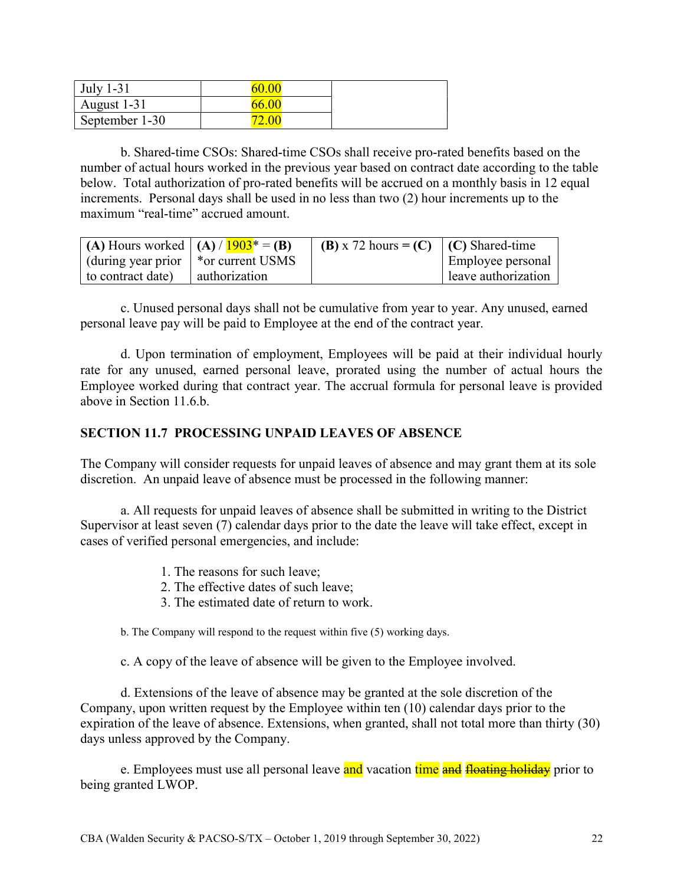| July 1-31 | 60.00 | |
|---|---|---|
| August 1-31 | 66.00 | |
| September 1-30 | 72.00 | |

b. Shared-time CSOs: Shared-time CSOs shall receive pro-rated benefits based on the number of actual hours worked in the previous year based on contract date according to the table below. Total authorization of pro-rated benefits will be accrued on a monthly basis in 12 equal increments. Personal days shall be used in no less than two (2) hour increments up to the maximum "real-time" accrued amount.

| **(A)** Hours worked (during year prior to contract date) | **(A)** / 1903* = **(B)** *or current USMS authorization | **(B)** x 72 hours **= (C)** | **(C)** Shared-time Employee personal leave authorization |
|---|---|---|---|

c. Unused personal days shall not be cumulative from year to year. Any unused, earned personal leave pay will be paid to Employee at the end of the contract year.

d. Upon termination of employment, Employees will be paid at their individual hourly rate for any unused, earned personal leave, prorated using the number of actual hours the Employee worked during that contract year. The accrual formula for personal leave is provided above in Section 11.6.b.

### SECTION 11.7 PROCESSING UNPAID LEAVES OF ABSENCE

The Company will consider requests for unpaid leaves of absence and may grant them at its sole discretion. An unpaid leave of absence must be processed in the following manner:

a. All requests for unpaid leaves of absence shall be submitted in writing to the District Supervisor at least seven (7) calendar days prior to the date the leave will take effect, except in cases of verified personal emergencies, and include:

1. The reasons for such leave;
2. The effective dates of such leave;
3. The estimated date of return to work.

b. The Company will respond to the request within five (5) working days.

c. A copy of the leave of absence will be given to the Employee involved.

d. Extensions of the leave of absence may be granted at the sole discretion of the Company, upon written request by the Employee within ten (10) calendar days prior to the expiration of the leave of absence. Extensions, when granted, shall not total more than thirty (30) days unless approved by the Company.

e. Employees must use all personal leave and vacation time ~~and~~ ~~floating holiday~~ prior to being granted LWOP.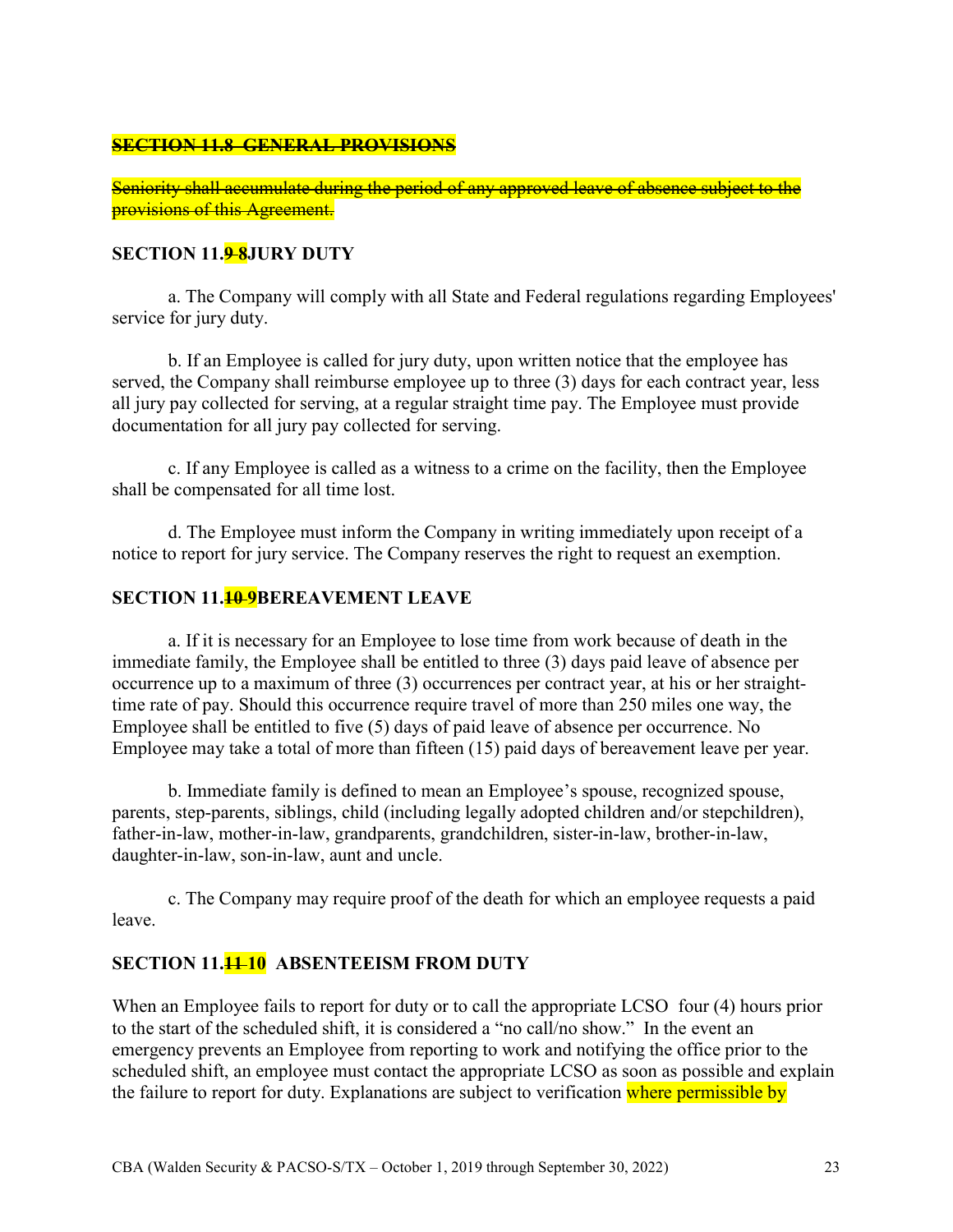**~~SECTION 11.8 GENERAL PROVISIONS~~**

~~Seniority shall accumulate during the period of any approved leave of absence subject to the provisions of this Agreement.~~

**SECTION 11.~~9~~ 8JURY DUTY**

a. The Company will comply with all State and Federal regulations regarding Employees' service for jury duty.

b. If an Employee is called for jury duty, upon written notice that the employee has served, the Company shall reimburse employee up to three (3) days for each contract year, less all jury pay collected for serving, at a regular straight time pay. The Employee must provide documentation for all jury pay collected for serving.

c. If any Employee is called as a witness to a crime on the facility, then the Employee shall be compensated for all time lost.

d. The Employee must inform the Company in writing immediately upon receipt of a notice to report for jury service. The Company reserves the right to request an exemption.

**SECTION 11.~~10~~ 9BEREAVEMENT LEAVE**

a. If it is necessary for an Employee to lose time from work because of death in the immediate family, the Employee shall be entitled to three (3) days paid leave of absence per occurrence up to a maximum of three (3) occurrences per contract year, at his or her straight-time rate of pay. Should this occurrence require travel of more than 250 miles one way, the Employee shall be entitled to five (5) days of paid leave of absence per occurrence. No Employee may take a total of more than fifteen (15) paid days of bereavement leave per year.

b. Immediate family is defined to mean an Employee's spouse, recognized spouse, parents, step-parents, siblings, child (including legally adopted children and/or stepchildren), father-in-law, mother-in-law, grandparents, grandchildren, sister-in-law, brother-in-law, daughter-in-law, son-in-law, aunt and uncle.

c. The Company may require proof of the death for which an employee requests a paid leave.

**SECTION 11.~~11~~ 10 ABSENTEEISM FROM DUTY**

When an Employee fails to report for duty or to call the appropriate LCSO four (4) hours prior to the start of the scheduled shift, it is considered a "no call/no show." In the event an emergency prevents an Employee from reporting to work and notifying the office prior to the scheduled shift, an employee must contact the appropriate LCSO as soon as possible and explain the failure to report for duty. Explanations are subject to verification where permissible by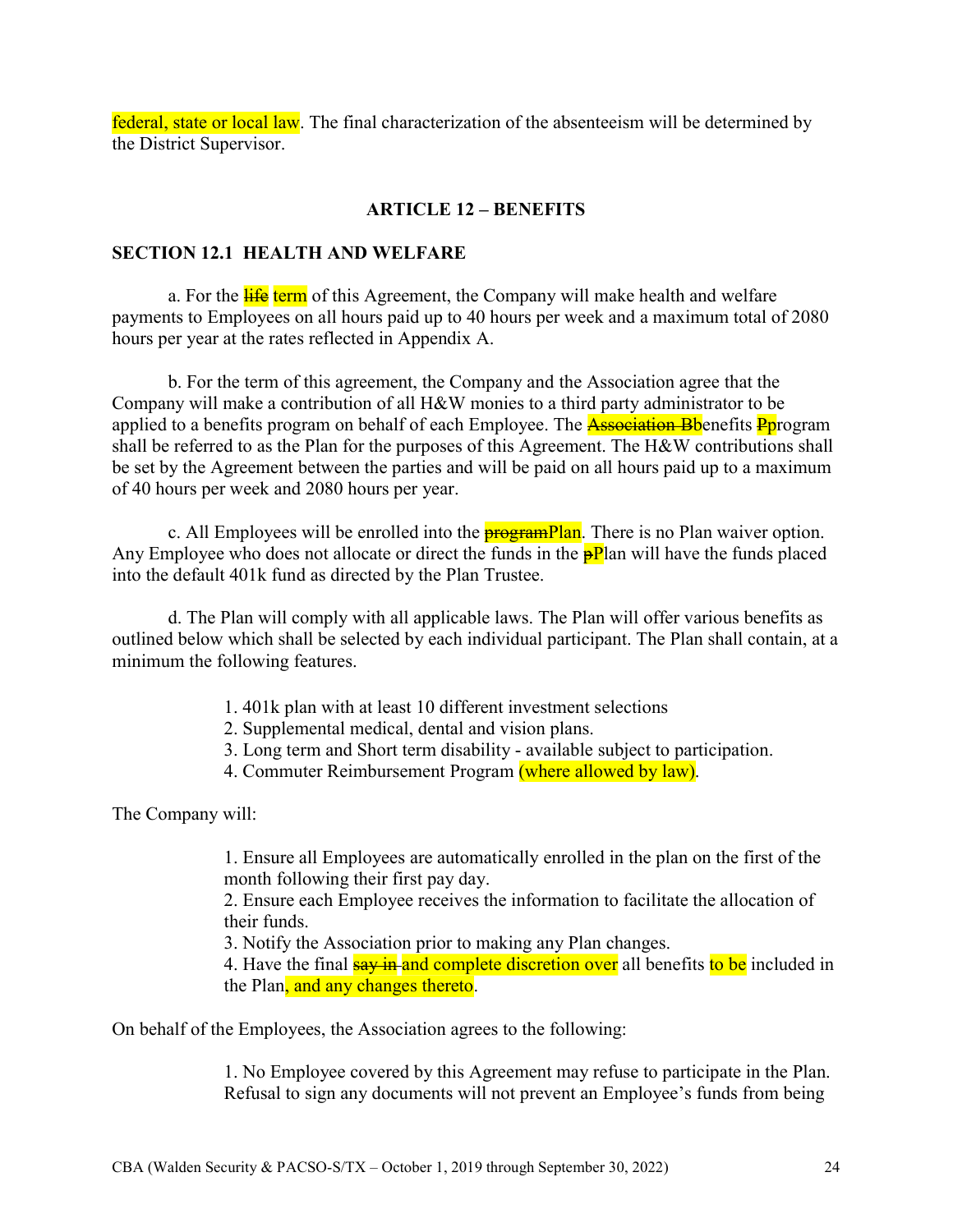federal, state or local law. The final characterization of the absenteeism will be determined by the District Supervisor.

## ARTICLE 12 – BENEFITS

### SECTION 12.1 HEALTH AND WELFARE

a. For the ~~life~~ term of this Agreement, the Company will make health and welfare payments to Employees on all hours paid up to 40 hours per week and a maximum total of 2080 hours per year at the rates reflected in Appendix A.

b. For the term of this agreement, the Company and the Association agree that the Company will make a contribution of all H&W monies to a third party administrator to be applied to a benefits program on behalf of each Employee. The ~~Association B~~benefits ~~P~~program shall be referred to as the Plan for the purposes of this Agreement. The H&W contributions shall be set by the Agreement between the parties and will be paid on all hours paid up to a maximum of 40 hours per week and 2080 hours per year.

c. All Employees will be enrolled into the ~~program~~Plan. There is no Plan waiver option. Any Employee who does not allocate or direct the funds in the ~~p~~Plan will have the funds placed into the default 401k fund as directed by the Plan Trustee.

d. The Plan will comply with all applicable laws. The Plan will offer various benefits as outlined below which shall be selected by each individual participant. The Plan shall contain, at a minimum the following features.

1. 401k plan with at least 10 different investment selections
2. Supplemental medical, dental and vision plans.
3. Long term and Short term disability - available subject to participation.
4. Commuter Reimbursement Program (where allowed by law).

The Company will:

1. Ensure all Employees are automatically enrolled in the plan on the first of the month following their first pay day.
2. Ensure each Employee receives the information to facilitate the allocation of their funds.
3. Notify the Association prior to making any Plan changes.
4. Have the final ~~say in~~ and complete discretion over all benefits to be included in the Plan, and any changes thereto.

On behalf of the Employees, the Association agrees to the following:

1. No Employee covered by this Agreement may refuse to participate in the Plan. Refusal to sign any documents will not prevent an Employee's funds from being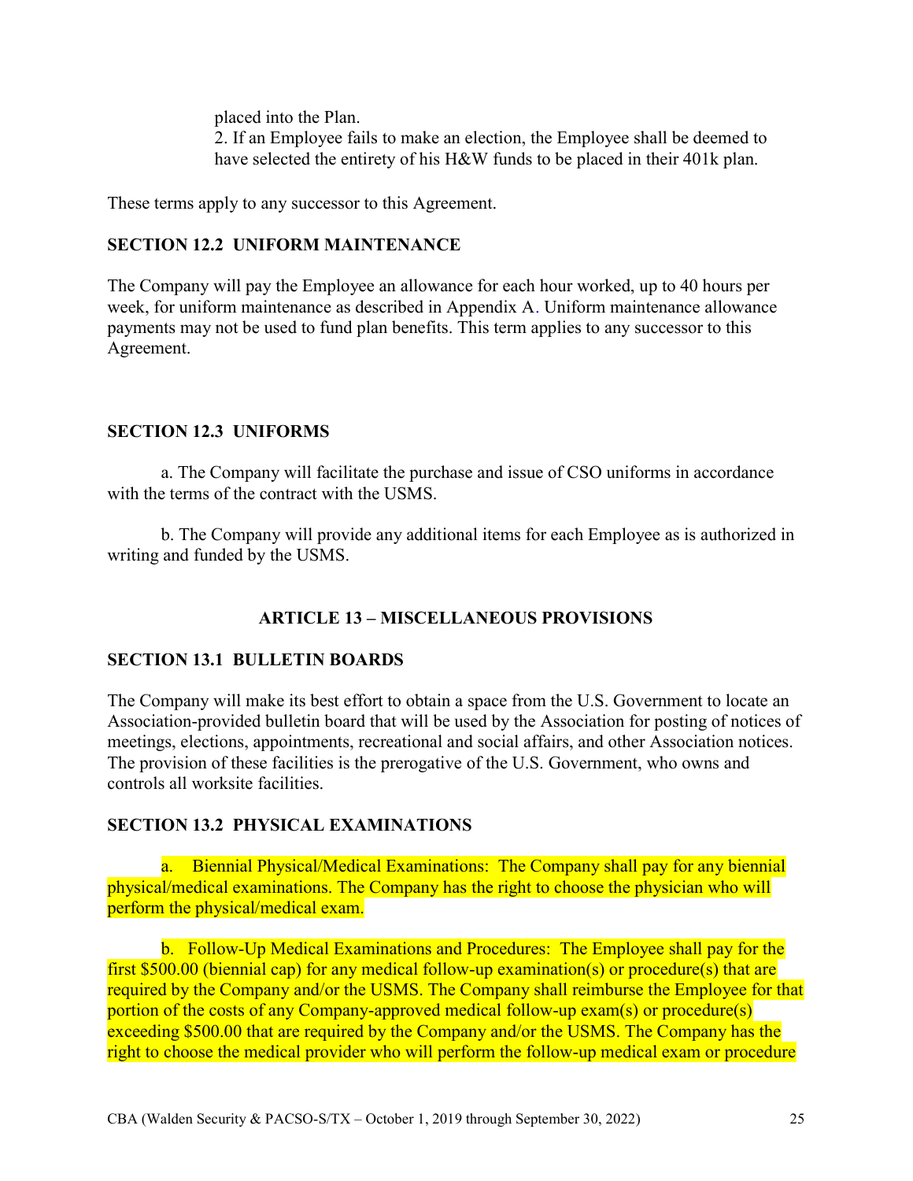placed into the Plan.

2. If an Employee fails to make an election, the Employee shall be deemed to have selected the entirety of his H&W funds to be placed in their 401k plan.

These terms apply to any successor to this Agreement.

### SECTION 12.2 UNIFORM MAINTENANCE

The Company will pay the Employee an allowance for each hour worked, up to 40 hours per week, for uniform maintenance as described in Appendix A. Uniform maintenance allowance payments may not be used to fund plan benefits. This term applies to any successor to this Agreement.

### SECTION 12.3 UNIFORMS

a. The Company will facilitate the purchase and issue of CSO uniforms in accordance with the terms of the contract with the USMS.

b. The Company will provide any additional items for each Employee as is authorized in writing and funded by the USMS.

## ARTICLE 13 – MISCELLANEOUS PROVISIONS

### SECTION 13.1 BULLETIN BOARDS

The Company will make its best effort to obtain a space from the U.S. Government to locate an Association-provided bulletin board that will be used by the Association for posting of notices of meetings, elections, appointments, recreational and social affairs, and other Association notices. The provision of these facilities is the prerogative of the U.S. Government, who owns and controls all worksite facilities.

### SECTION 13.2 PHYSICAL EXAMINATIONS

a. Biennial Physical/Medical Examinations: The Company shall pay for any biennial physical/medical examinations. The Company has the right to choose the physician who will perform the physical/medical exam.

b. Follow-Up Medical Examinations and Procedures: The Employee shall pay for the first $500.00 (biennial cap) for any medical follow-up examination(s) or procedure(s) that are required by the Company and/or the USMS. The Company shall reimburse the Employee for that portion of the costs of any Company-approved medical follow-up exam(s) or procedure(s) exceeding $500.00 that are required by the Company and/or the USMS. The Company has the right to choose the medical provider who will perform the follow-up medical exam or procedure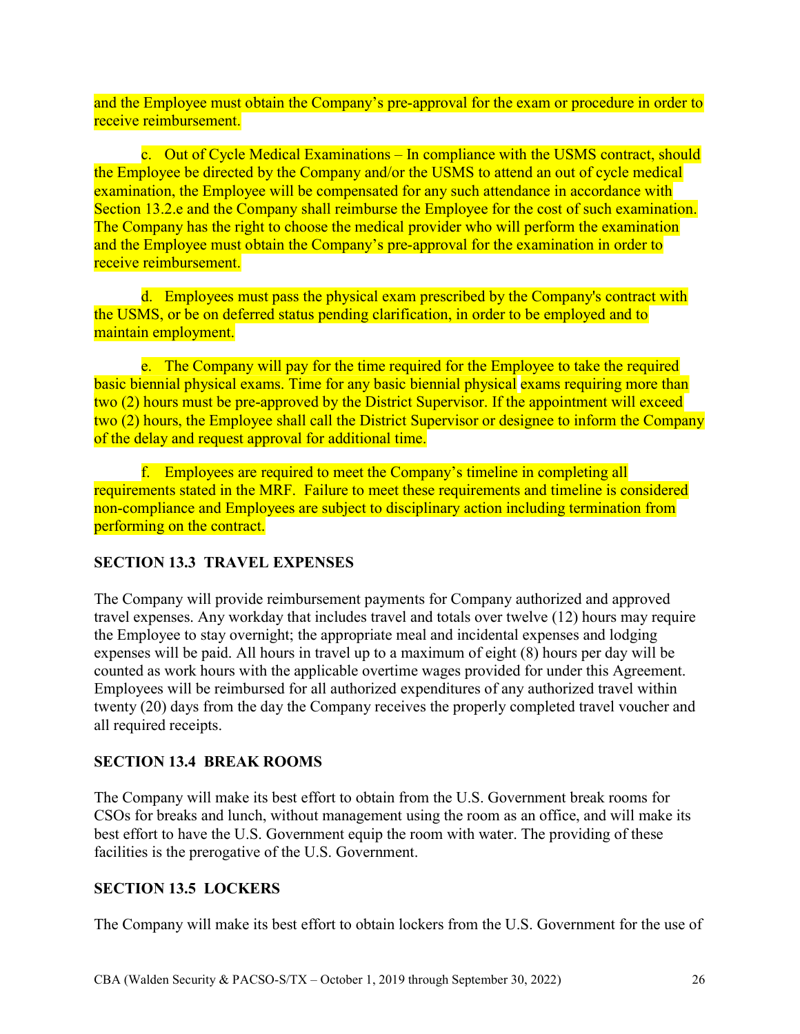and the Employee must obtain the Company's pre-approval for the exam or procedure in order to receive reimbursement.

c. Out of Cycle Medical Examinations – In compliance with the USMS contract, should the Employee be directed by the Company and/or the USMS to attend an out of cycle medical examination, the Employee will be compensated for any such attendance in accordance with Section 13.2.e and the Company shall reimburse the Employee for the cost of such examination. The Company has the right to choose the medical provider who will perform the examination and the Employee must obtain the Company's pre-approval for the examination in order to receive reimbursement.

d. Employees must pass the physical exam prescribed by the Company's contract with the USMS, or be on deferred status pending clarification, in order to be employed and to maintain employment.

e. The Company will pay for the time required for the Employee to take the required basic biennial physical exams. Time for any basic biennial physical exams requiring more than two (2) hours must be pre-approved by the District Supervisor. If the appointment will exceed two (2) hours, the Employee shall call the District Supervisor or designee to inform the Company of the delay and request approval for additional time.

f. Employees are required to meet the Company's timeline in completing all requirements stated in the MRF. Failure to meet these requirements and timeline is considered non-compliance and Employees are subject to disciplinary action including termination from performing on the contract.

### SECTION 13.3 TRAVEL EXPENSES

The Company will provide reimbursement payments for Company authorized and approved travel expenses. Any workday that includes travel and totals over twelve (12) hours may require the Employee to stay overnight; the appropriate meal and incidental expenses and lodging expenses will be paid. All hours in travel up to a maximum of eight (8) hours per day will be counted as work hours with the applicable overtime wages provided for under this Agreement. Employees will be reimbursed for all authorized expenditures of any authorized travel within twenty (20) days from the day the Company receives the properly completed travel voucher and all required receipts.

### SECTION 13.4 BREAK ROOMS

The Company will make its best effort to obtain from the U.S. Government break rooms for CSOs for breaks and lunch, without management using the room as an office, and will make its best effort to have the U.S. Government equip the room with water. The providing of these facilities is the prerogative of the U.S. Government.

### SECTION 13.5 LOCKERS

The Company will make its best effort to obtain lockers from the U.S. Government for the use of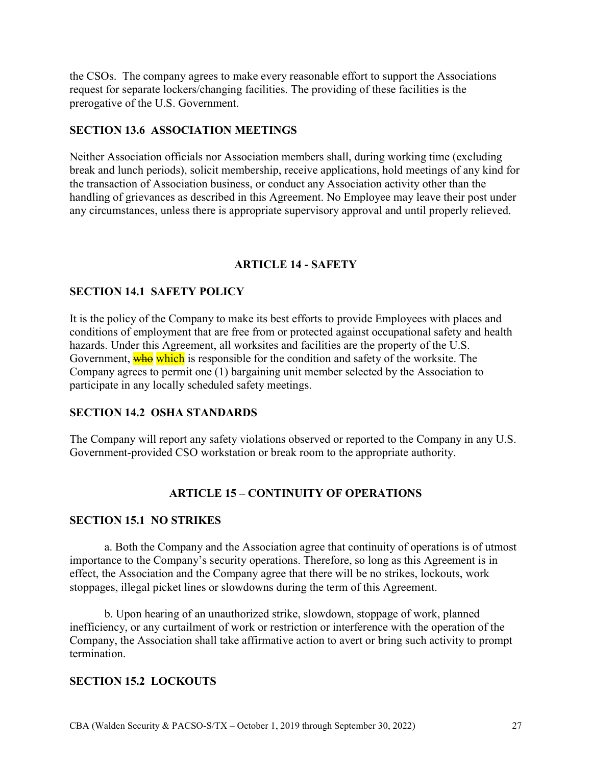the CSOs. The company agrees to make every reasonable effort to support the Associations request for separate lockers/changing facilities. The providing of these facilities is the prerogative of the U.S. Government.

### SECTION 13.6 ASSOCIATION MEETINGS

Neither Association officials nor Association members shall, during working time (excluding break and lunch periods), solicit membership, receive applications, hold meetings of any kind for the transaction of Association business, or conduct any Association activity other than the handling of grievances as described in this Agreement. No Employee may leave their post under any circumstances, unless there is appropriate supervisory approval and until properly relieved.

## ARTICLE 14 - SAFETY

### SECTION 14.1 SAFETY POLICY

It is the policy of the Company to make its best efforts to provide Employees with places and conditions of employment that are free from or protected against occupational safety and health hazards. Under this Agreement, all worksites and facilities are the property of the U.S. Government, ~~who~~ which is responsible for the condition and safety of the worksite. The Company agrees to permit one (1) bargaining unit member selected by the Association to participate in any locally scheduled safety meetings.

### SECTION 14.2 OSHA STANDARDS

The Company will report any safety violations observed or reported to the Company in any U.S. Government-provided CSO workstation or break room to the appropriate authority.

## ARTICLE 15 – CONTINUITY OF OPERATIONS

### SECTION 15.1 NO STRIKES

a. Both the Company and the Association agree that continuity of operations is of utmost importance to the Company's security operations. Therefore, so long as this Agreement is in effect, the Association and the Company agree that there will be no strikes, lockouts, work stoppages, illegal picket lines or slowdowns during the term of this Agreement.

b. Upon hearing of an unauthorized strike, slowdown, stoppage of work, planned inefficiency, or any curtailment of work or restriction or interference with the operation of the Company, the Association shall take affirmative action to avert or bring such activity to prompt termination.

### SECTION 15.2 LOCKOUTS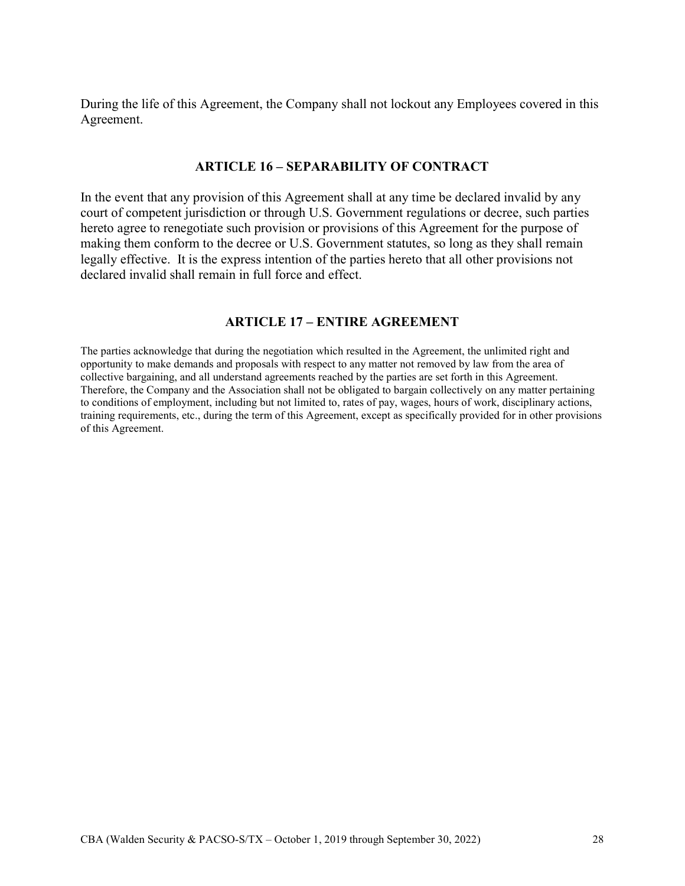During the life of this Agreement, the Company shall not lockout any Employees covered in this Agreement.

## ARTICLE 16 – SEPARABILITY OF CONTRACT

In the event that any provision of this Agreement shall at any time be declared invalid by any court of competent jurisdiction or through U.S. Government regulations or decree, such parties hereto agree to renegotiate such provision or provisions of this Agreement for the purpose of making them conform to the decree or U.S. Government statutes, so long as they shall remain legally effective. It is the express intention of the parties hereto that all other provisions not declared invalid shall remain in full force and effect.

## ARTICLE 17 – ENTIRE AGREEMENT

The parties acknowledge that during the negotiation which resulted in the Agreement, the unlimited right and opportunity to make demands and proposals with respect to any matter not removed by law from the area of collective bargaining, and all understand agreements reached by the parties are set forth in this Agreement. Therefore, the Company and the Association shall not be obligated to bargain collectively on any matter pertaining to conditions of employment, including but not limited to, rates of pay, wages, hours of work, disciplinary actions, training requirements, etc., during the term of this Agreement, except as specifically provided for in other provisions of this Agreement.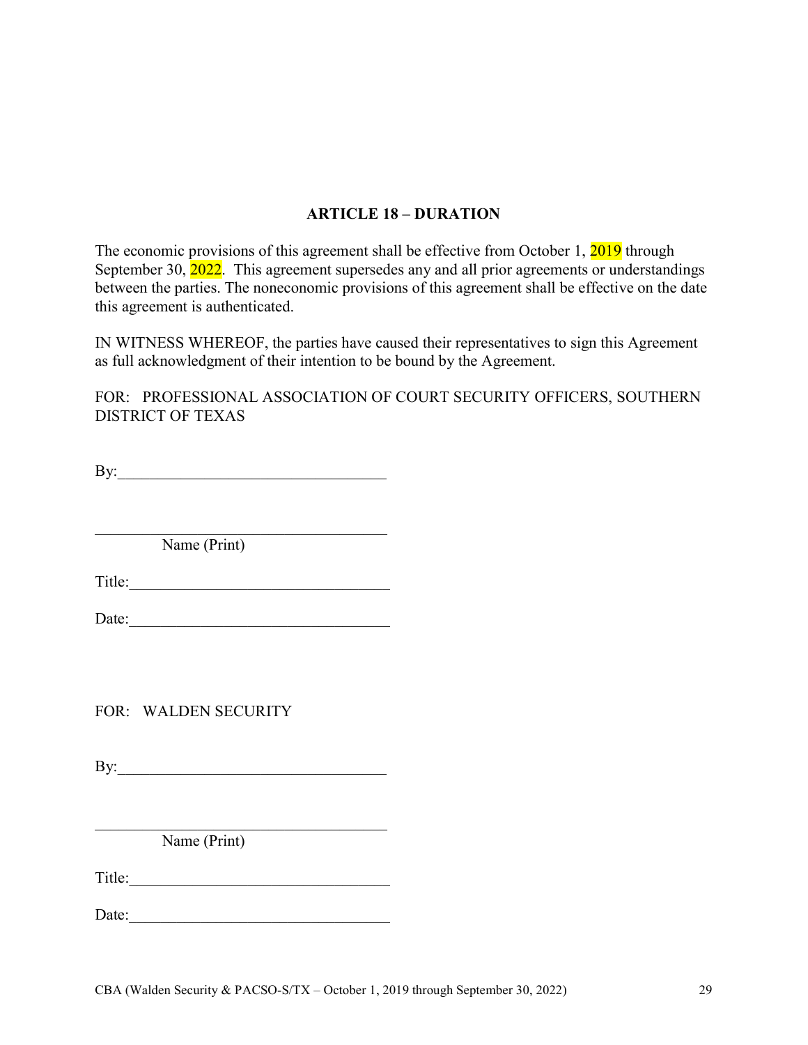## ARTICLE 18 – DURATION

The economic provisions of this agreement shall be effective from October 1, 2019 through September 30, 2022. This agreement supersedes any and all prior agreements or understandings between the parties. The noneconomic provisions of this agreement shall be effective on the date this agreement is authenticated.

IN WITNESS WHEREOF, the parties have caused their representatives to sign this Agreement as full acknowledgment of their intention to be bound by the Agreement.

FOR: PROFESSIONAL ASSOCIATION OF COURT SECURITY OFFICERS, SOUTHERN DISTRICT OF TEXAS

By:__________________________________

__________________________________
Name (Print)

Title:________________________________

Date:________________________________

FOR: WALDEN SECURITY

By:__________________________________

__________________________________
Name (Print)

Title:________________________________

Date:________________________________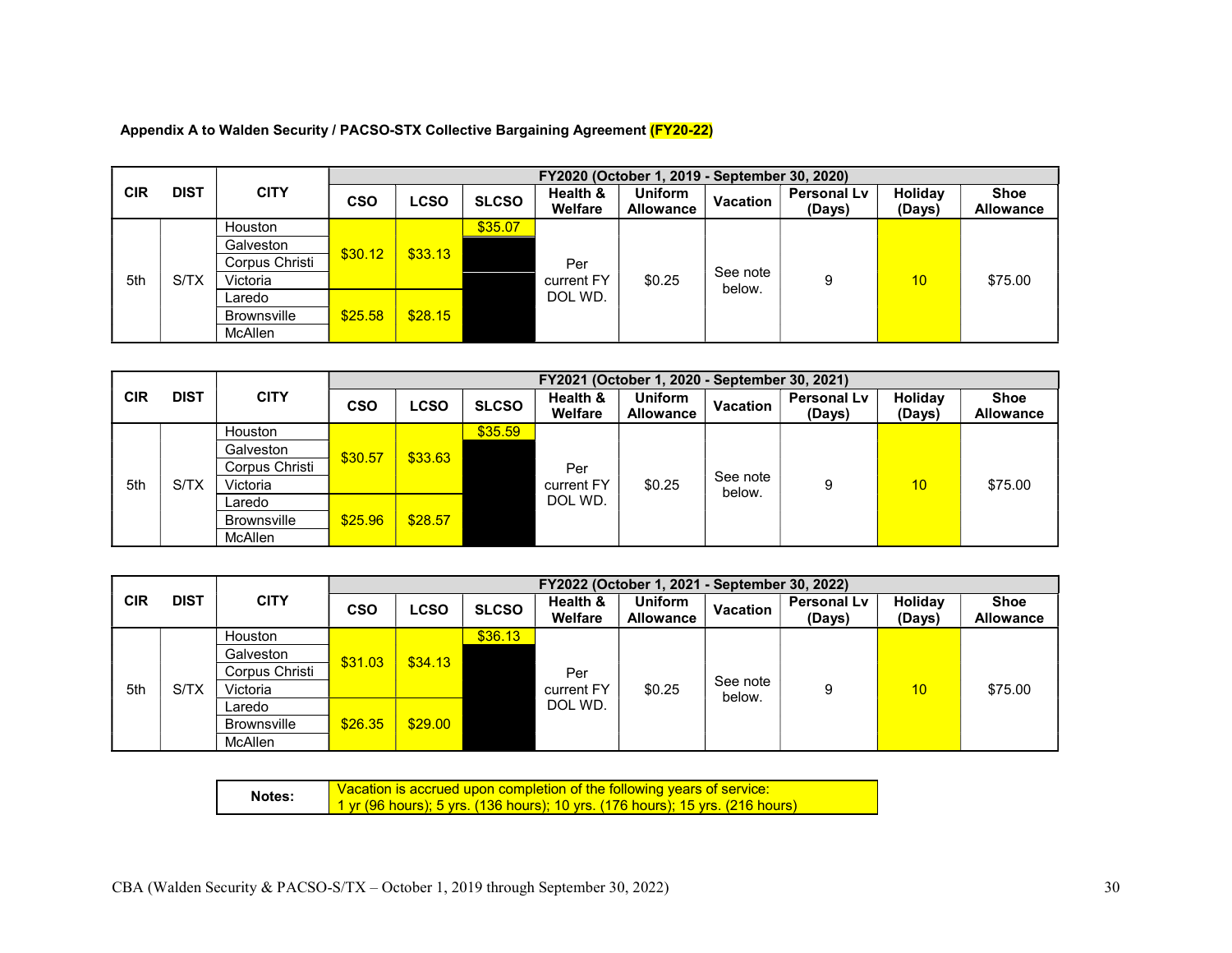**Appendix A to Walden Security / PACSO-STX Collective Bargaining Agreement (FY20-22)**

| CIR | DIST | CITY | FY2020 (October 1, 2019 - September 30, 2020) | | | | | | | | |
|---|---|---|---|---|---|---|---|---|---|---|---|
| | | | CSO | LCSO | SLCSO | Health & Welfare | Uniform Allowance | Vacation | Personal Lv (Days) | Holiday (Days) | Shoe Allowance |
| 5th | S/TX | Houston | $30.12 | $33.13 | $35.07 | Per current FY DOL WD. | $0.25 | See note below. | 9 | 10 | $75.00 |
| | | Galveston | | | | | | | | | |
| | | Corpus Christi | | | | | | | | | |
| | | Victoria | | | | | | | | | |
| | | Laredo | $25.58 | $28.15 | | | | | | | |
| | | Brownsville | | | | | | | | | |
| | | McAllen | | | | | | | | | |

| CIR | DIST | CITY | FY2021 (October 1, 2020 - September 30, 2021) | | | | | | | | |
|---|---|---|---|---|---|---|---|---|---|---|---|
| | | | CSO | LCSO | SLCSO | Health & Welfare | Uniform Allowance | Vacation | Personal Lv (Days) | Holiday (Days) | Shoe Allowance |
| 5th | S/TX | Houston | $30.57 | $33.63 | $35.59 | Per current FY DOL WD. | $0.25 | See note below. | 9 | 10 | $75.00 |
| | | Galveston | | | | | | | | | |
| | | Corpus Christi | | | | | | | | | |
| | | Victoria | | | | | | | | | |
| | | Laredo | $25.96 | $28.57 | | | | | | | |
| | | Brownsville | | | | | | | | | |
| | | McAllen | | | | | | | | | |

| CIR | DIST | CITY | FY2022 (October 1, 2021 - September 30, 2022) | | | | | | | | |
|---|---|---|---|---|---|---|---|---|---|---|---|
| | | | CSO | LCSO | SLCSO | Health & Welfare | Uniform Allowance | Vacation | Personal Lv (Days) | Holiday (Days) | Shoe Allowance |
| 5th | S/TX | Houston | $31.03 | $34.13 | $36.13 | Per current FY DOL WD. | $0.25 | See note below. | 9 | 10 | $75.00 |
| | | Galveston | | | | | | | | | |
| | | Corpus Christi | | | | | | | | | |
| | | Victoria | | | | | | | | | |
| | | Laredo | $26.35 | $29.00 | | | | | | | |
| | | Brownsville | | | | | | | | | |
| | | McAllen | | | | | | | | | |

| | |
|---|---|
| **Notes:** | Vacation is accrued upon completion of the following years of service:<br>1 yr (96 hours); 5 yrs. (136 hours); 10 yrs. (176 hours); 15 yrs. (216 hours) |